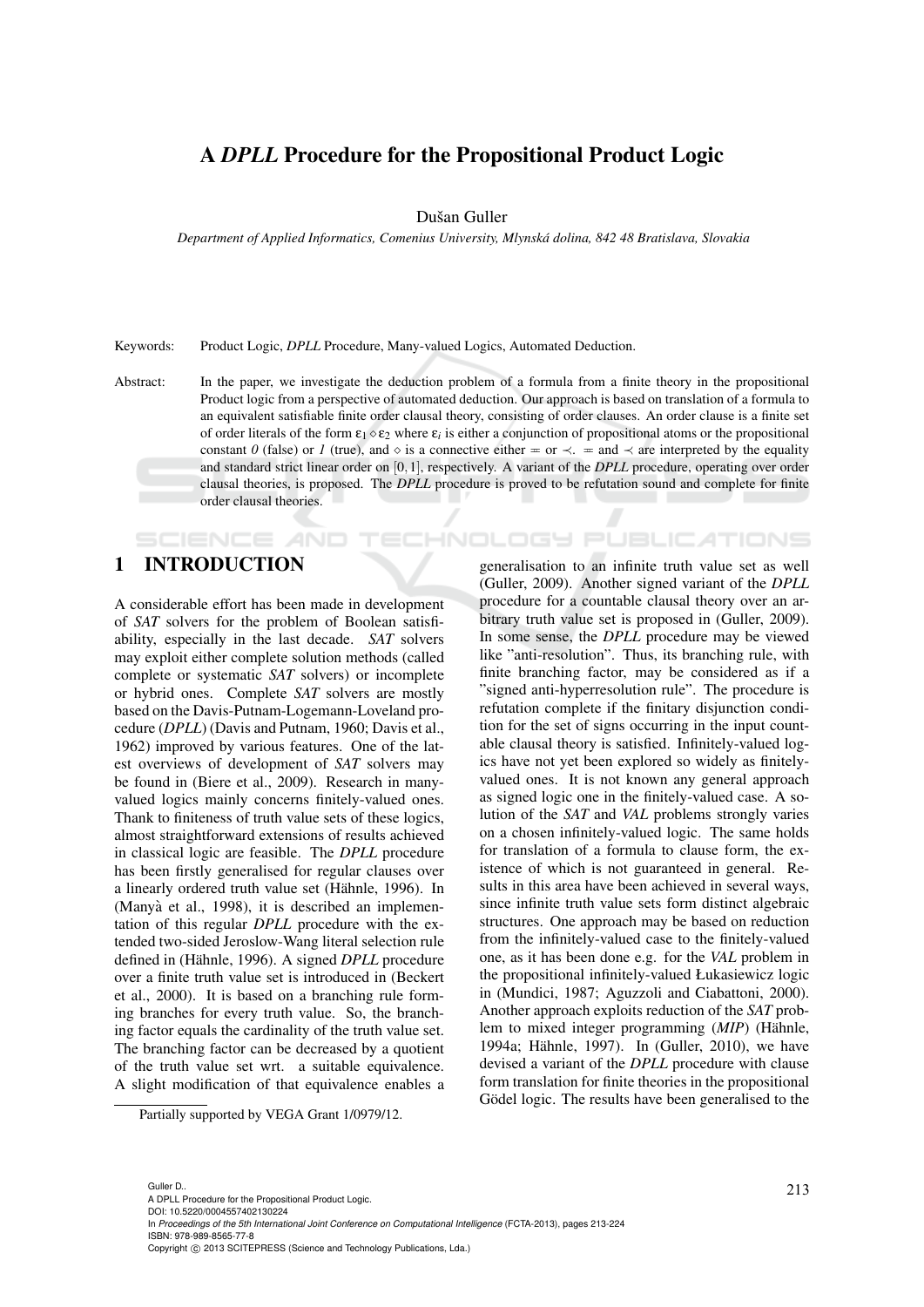# A *DPLL* Procedure for the Propositional Product Logic

Dušan Guller

*Department of Applied Informatics, Comenius University, Mlynská dolina, 842 48 Bratislava, Slovakia*

Keywords: Product Logic, *DPLL* Procedure, Many-valued Logics, Automated Deduction.

Abstract: In the paper, we investigate the deduction problem of a formula from a finite theory in the propositional Product logic from a perspective of automated deduction. Our approach is based on translation of a formula to an equivalent satisfiable finite order clausal theory, consisting of order clauses. An order clause is a finite set of order literals of the form $\varepsilon_1 \diamond \varepsilon_2$ where $\varepsilon_i$ is either a conjunction of propositional atoms or the propositional constant *0* (false) or *1* (true), and $\diamond$ is a connective either $=$ or $\prec$. $=$ and $\prec$ are interpreted by the equality and standard strict linear order on $[0,1]$, respectively. A variant of the *DPLL* procedure, operating over order clausal theories, is proposed. The *DPLL* procedure is proved to be refutation sound and complete for finite order clausal theories.

## 1 INTRODUCTION

A considerable effort has been made in development of *SAT* solvers for the problem of Boolean satisfiability, especially in the last decade. *SAT* solvers may exploit either complete solution methods (called complete or systematic *SAT* solvers) or incomplete or hybrid ones. Complete *SAT* solvers are mostly based on the Davis-Putnam-Logemann-Loveland procedure (*DPLL*) (Davis and Putnam, 1960; Davis et al., 1962) improved by various features. One of the latest overviews of development of *SAT* solvers may be found in (Biere et al., 2009). Research in many-valued logics mainly concerns finitely-valued ones. Thank to finiteness of truth value sets of these logics, almost straightforward extensions of results achieved in classical logic are feasible. The *DPLL* procedure has been firstly generalised for regular clauses over a linearly ordered truth value set (Hähnle, 1996). In (Manyà et al., 1998), it is described an implementation of this regular *DPLL* procedure with the extended two-sided Jeroslow-Wang literal selection rule defined in (Hähnle, 1996). A signed *DPLL* procedure over a finite truth value set is introduced in (Beckert et al., 2000). It is based on a branching rule forming branches for every truth value. So, the branching factor equals the cardinality of the truth value set. The branching factor can be decreased by a quotient of the truth value set wrt. a suitable equivalence. A slight modification of that equivalence enables a generalisation to an infinite truth value set as well (Guller, 2009). Another signed variant of the *DPLL* procedure for a countable clausal theory over an arbitrary truth value set is proposed in (Guller, 2009). In some sense, the *DPLL* procedure may be viewed like "anti-resolution". Thus, its branching rule, with finite branching factor, may be considered as if a "signed anti-hyperresolution rule". The procedure is refutation complete if the finitary disjunction condition for the set of signs occurring in the input countable clausal theory is satisfied. Infinitely-valued logics have not yet been explored so widely as finitely-valued ones. It is not known any general approach as signed logic one in the finitely-valued case. A solution of the *SAT* and *VAL* problems strongly varies on a chosen infinitely-valued logic. The same holds for translation of a formula to clause form, the existence of which is not guaranteed in general. Results in this area have been achieved in several ways, since infinite truth value sets form distinct algebraic structures. One approach may be based on reduction from the infinitely-valued case to the finitely-valued one, as it has been done e.g. for the *VAL* problem in the propositional infinitely-valued Łukasiewicz logic in (Mundici, 1987; Aguzzoli and Ciabattoni, 2000). Another approach exploits reduction of the *SAT* problem to mixed integer programming (*MIP*) (Hähnle, 1994a; Hähnle, 1997). In (Guller, 2010), we have devised a variant of the *DPLL* procedure with clause form translation for finite theories in the propositional Gödel logic. The results have been generalised to the

Partially supported by VEGA Grant 1/0979/12.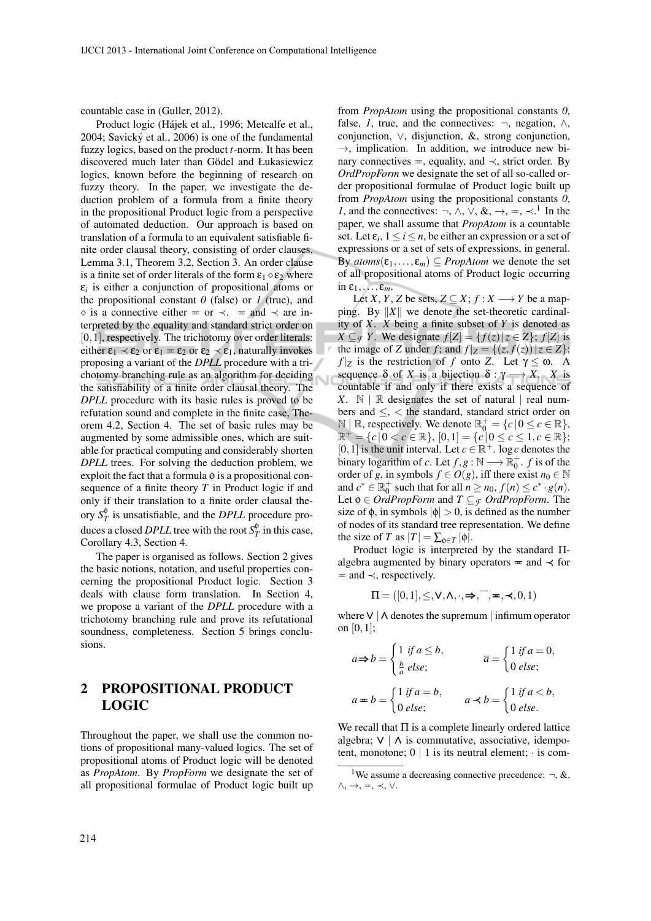countable case in (Guller, 2012).

Product logic (Hájek et al., 1996; Metcalfe et al., 2004; Savický et al., 2006) is one of the fundamental fuzzy logics, based on the product $t$-norm. It has been discovered much later than Gödel and Łukasiewicz logics, known before the beginning of research on fuzzy theory. In the paper, we investigate the deduction problem of a formula from a finite theory in the propositional Product logic from a perspective of automated deduction. Our approach is based on translation of a formula to an equivalent satisfiable finite order clausal theory, consisting of order clauses, Lemma 3.1, Theorem 3.2, Section 3. An order clause is a finite set of order literals of the form $\varepsilon_1 \diamond \varepsilon_2$ where $\varepsilon_i$ is either a conjunction of propositional atoms or the propositional constant *0* (false) or *1* (true), and $\diamond$ is a connective either $\eqcirc$ or $\prec$. $\eqcirc$ and $\prec$ are interpreted by the equality and standard strict order on $[0,1]$, respectively. The trichotomy over order literals: either $\varepsilon_1 \prec \varepsilon_2$ or $\varepsilon_1 \eqcirc \varepsilon_2$ or $\varepsilon_2 \prec \varepsilon_1$, naturally invokes proposing a variant of the *DPLL* procedure with a trichotomy branching rule as an algorithm for deciding the satisfiability of a finite order clausal theory. The *DPLL* procedure with its basic rules is proved to be refutation sound and complete in the finite case, Theorem 4.2, Section 4. The set of basic rules may be augmented by some admissible ones, which are suitable for practical computing and considerably shorten *DPLL* trees. For solving the deduction problem, we exploit the fact that a formula $\phi$ is a propositional consequence of a finite theory $T$ in Product logic if and only if their translation to a finite order clausal theory $S_T^\phi$ is unsatisfiable, and the *DPLL* procedure produces a closed *DPLL* tree with the root $S_T^\phi$ in this case, Corollary 4.3, Section 4.

The paper is organised as follows. Section 2 gives the basic notions, notation, and useful properties concerning the propositional Product logic. Section 3 deals with clause form translation. In Section 4, we propose a variant of the *DPLL* procedure with a trichotomy branching rule and prove its refutational soundness, completeness. Section 5 brings conclusions.

## 2 PROPOSITIONAL PRODUCT LOGIC

Throughout the paper, we shall use the common notions of propositional many-valued logics. The set of propositional atoms of Product logic will be denoted as *PropAtom*. By *PropForm* we designate the set of all propositional formulae of Product logic built up from *PropAtom* using the propositional constants *0*, false, *1*, true, and the connectives: $\neg$, negation, $\wedge$, conjunction, $\vee$, disjunction, &, strong conjunction, $\rightarrow$, implication. In addition, we introduce new binary connectives $\eqcirc$, equality, and $\prec$, strict order. By *OrdPropForm* we designate the set of all so-called order propositional formulae of Product logic built up from *PropAtom* using the propositional constants *0*, *1*, and the connectives: $\neg$, $\wedge$, $\vee$, &, $\rightarrow$, $\eqcirc$, $\prec$.[1] In the paper, we shall assume that *PropAtom* is a countable set. Let $\varepsilon_i$, $1 \leq i \leq n$, be either an expression or a set of expressions or a set of sets of expressions, in general. By $atoms(\varepsilon_1, \dots, \varepsilon_m) \subseteq PropAtom$ we denote the set of all propositional atoms of Product logic occurring in $\varepsilon_1, \dots, \varepsilon_m$.

Let $X, Y, Z$ be sets, $Z \subseteq X$; $f : X \longrightarrow Y$ be a mapping. By $\|X\|$ we denote the set-theoretic cardinality of $X$. $X$ being a finite subset of $Y$ is denoted as $X \subseteq_{\mathcal{F}} Y$. We designate $f[Z] = \{f(z) \,|\, z \in Z\}$; $f[Z]$ is the image of $Z$ under $f$; and $f|_Z = \{(z, f(z)) \,|\, z \in Z\}$; $f|_Z$ is the restriction of $f$ onto $Z$. Let $\gamma \leq \omega$. A sequence $\delta$ of $X$ is a bijection $\delta : \gamma \longrightarrow X$. $X$ is countable if and only if there exists a sequence of $X$. $\mathbb{N} \mid \mathbb{R}$ designates the set of natural | real numbers and $\leq$, $<$ the standard, standard strict order on $\mathbb{N} \mid \mathbb{R}$, respectively. We denote $\mathbb{R}_0^+ = \{c \,|\, 0 \leq c \in \mathbb{R}\}$, $\mathbb{R}^+ = \{c \,|\, 0 < c \in \mathbb{R}\}$, $[0,1] = \{c \,|\, 0 \leq c \leq 1, c \in \mathbb{R}\}$; $[0,1]$ is the unit interval. Let $c \in \mathbb{R}^+$. $\log c$ denotes the binary logarithm of $c$. Let $f, g : \mathbb{N} \longrightarrow \mathbb{R}_0^+$. $f$ is of the order of $g$, in symbols $f \in O(g)$, iff there exist $n_0 \in \mathbb{N}$ and $c^* \in \mathbb{R}_0^+$ such that for all $n \geq n_0$, $f(n) \leq c^* \cdot g(n)$. Let $\phi \in OrdPropForm$ and $T \subseteq_{\mathcal{F}} OrdPropForm$. The size of $\phi$, in symbols $|\phi| > 0$, is defined as the number of nodes of its standard tree representation. We define the size of $T$ as $|T| = \sum_{\phi \in T} |\phi|$.

Product logic is interpreted by the standard $\Pi$-algebra augmented by binary operators $\eqcirc$ and $\prec$ for $\eqcirc$ and $\prec$, respectively.

$$\Pi = ([0,1], \leq, \vee, \wedge, \cdot, \Rightarrow, \overline{\phantom{a}}, \eqcirc, \prec, 0, 1)$$

where $\vee \mid \wedge$ denotes the supremum | infimum operator on $[0,1]$;

$$a \Rightarrow b = \begin{cases} 1 & \text{if } a \leq b, \\ \frac{b}{a} & \text{else;} \end{cases} \qquad \overline{a} = \begin{cases} 1 & \text{if } a = 0, \\ 0 & \text{else;} \end{cases}$$

$$a \eqcirc b = \begin{cases} 1 & \text{if } a = b, \\ 0 & \text{else;} \end{cases} \qquad a \prec b = \begin{cases} 1 & \text{if } a < b, \\ 0 & \text{else.} \end{cases}$$

We recall that $\Pi$ is a complete linearly ordered lattice algebra; $\vee \mid \wedge$ is commutative, associative, idempotent, monotone; $0 \mid 1$ is its neutral element; $\cdot$ is com-

[1] We assume a decreasing connective precedence: $\neg$, &, $\wedge$, $\rightarrow$, $\eqcirc$, $\prec$, $\vee$.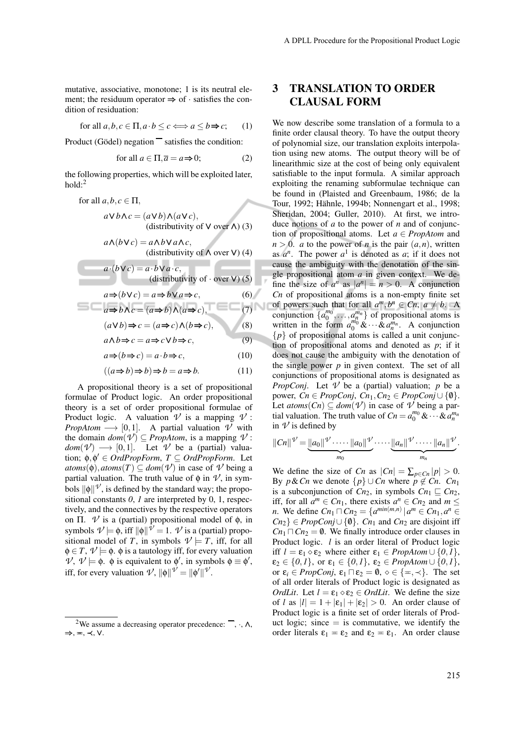mutative, associative, monotone; 1 is its neutral element; the residuum operator $\Rightarrow$ of $\cdot$ satisfies the condition of residuation:

$$\text{for all } a,b,c \in \Pi, a \cdot b \leq c \Longleftrightarrow a \leq b \Rightarrow c; \qquad (1)$$

Product (Gödel) negation $\overline{\phantom{a}}$ satisfies the condition:

$$\text{for all } a \in \Pi, \overline{a} = a \Rightarrow 0; \qquad (2)$$

the following properties, which will be exploited later, hold:[2]

for all $a,b,c \in \Pi$,

$$a \vee b \wedge c = (a \vee b) \wedge (a \vee c), \quad \text{(distributivity of } \vee \text{ over } \wedge\text{)} \quad (3)$$

$$a \wedge (b \vee c) = a \wedge b \vee a \wedge c, \quad \text{(distributivity of } \wedge \text{ over } \vee\text{)} \quad (4)$$

$$a \cdot (b \vee c) = a \cdot b \vee a \cdot c, \quad \text{(distributivity of } \cdot \text{ over } \vee\text{)} \quad (5)$$

$$a \Rightarrow (b \vee c) = a \Rightarrow b \vee a \Rightarrow c, \qquad (6)$$

$$a \Rightarrow b \wedge c = (a \Rightarrow b) \wedge (a \Rightarrow c), \qquad (7)$$

$$(a \vee b) \Rightarrow c = (a \Rightarrow c) \wedge (b \Rightarrow c), \qquad (8)$$

$$a \wedge b \Rightarrow c = a \Rightarrow c \vee b \Rightarrow c, \qquad (9)$$

$$a \Rightarrow (b \Rightarrow c) = a \cdot b \Rightarrow c, \qquad (10)$$

$$((a \Rightarrow b) \Rightarrow b) \Rightarrow b = a \Rightarrow b. \qquad (11)$$

A propositional theory is a set of propositional formulae of Product logic. An order propositional theory is a set of order propositional formulae of Product logic. A valuation $\mathcal{V}$ is a mapping $\mathcal{V} : PropAtom \longrightarrow [0,1]$. A partial valuation $\mathcal{V}$ with the domain $dom(\mathcal{V}) \subseteq PropAtom$, is a mapping $\mathcal{V} : dom(\mathcal{V}) \longrightarrow [0,1]$. Let $\mathcal{V}$ be a (partial) valuation; $\phi, \phi' \in OrdPropForm$, $T \subseteq OrdPropForm$. Let $atoms(\phi), atoms(T) \subseteq dom(\mathcal{V})$ in case of $\mathcal{V}$ being a partial valuation. The truth value of $\phi$ in $\mathcal{V}$, in symbols $\|\phi\|^{\mathcal{V}}$, is defined by the standard way; the propositional constants *0*, *1* are interpreted by 0, 1, respectively, and the connectives by the respective operators on $\Pi$. $\mathcal{V}$ is a (partial) propositional model of $\phi$, in symbols $\mathcal{V} \models \phi$, iff $\|\phi\|^{\mathcal{V}} = 1$. $\mathcal{V}$ is a (partial) propositional model of $T$, in symbols $\mathcal{V} \models T$, iff, for all $\phi \in T$, $\mathcal{V} \models \phi$. $\phi$ is a tautology iff, for every valuation $\mathcal{V}$, $\mathcal{V} \models \phi$. $\phi$ is equivalent to $\phi'$, in symbols $\phi \equiv \phi'$, iff, for every valuation $\mathcal{V}$, $\|\phi\|^{\mathcal{V}} = \|\phi'\|^{\mathcal{V}}$.

[2] We assume a decreasing operator precedence: $\overline{\phantom{a}}$, $\cdot$, $\wedge$, $\Rightarrow$, $\eqcirc$, $\prec$, $\vee$.

## 3 TRANSLATION TO ORDER CLAUSAL FORM

We now describe some translation of a formula to a finite order clausal theory. To have the output theory of polynomial size, our translation exploits interpolation using new atoms. The output theory will be of linearithmic size at the cost of being only equivalent satisfiable to the input formula. A similar approach exploiting the renaming subformulae technique can be found in (Plaisted and Greenbaum, 1986; de la Tour, 1992; Hähnle, 1994b; Nonnengart et al., 1998; Sheridan, 2004; Guller, 2010). At first, we introduce notions of *a* to the power of *n* and of conjunction of propositional atoms. Let $a \in PropAtom$ and $n > 0$. *a* to the power of *n* is the pair $(a,n)$, written as $a^n$. The power $a^1$ is denoted as $a$; if it does not cause the ambiguity with the denotation of the single propositional atom $a$ in given context. We define the size of $a^n$ as $|a^n| = n > 0$. A conjunction $Cn$ of propositional atoms is a non-empty finite set of powers such that for all $a^m, b^n \in Cn$, $a \neq b$. A conjunction $\{a_0^{m_0}, \dots, a_n^{m_n}\}$ of propositional atoms is written in the form $a_0^{m_0} \& \cdots \& a_n^{m_n}$. A conjunction $\{p\}$ of propositional atoms is called a unit conjunction of propositional atoms and denoted as $p$; if it does not cause the ambiguity with the denotation of the single power $p$ in given context. The set of all conjunctions of propositional atoms is designated as *PropConj*. Let $\mathcal{V}$ be a (partial) valuation; $p$ be a power, $Cn \in PropConj$, $Cn_1, Cn_2 \in PropConj \cup \{\emptyset\}$. Let $atoms(Cn) \subseteq dom(\mathcal{V})$ in case of $\mathcal{V}$ being a partial valuation. The truth value of $Cn = a_0^{m_0} \& \cdots \& a_n^{m_n}$ in $\mathcal{V}$ is defined by

$$\|Cn\|^{\mathcal{V}} = \underbrace{\|a_0\|^{\mathcal{V}} \cdot \cdots \cdot \|a_0\|^{\mathcal{V}}}_{m_0} \cdot \cdots \cdot \underbrace{\|a_n\|^{\mathcal{V}} \cdot \cdots \cdot \|a_n\|^{\mathcal{V}}}_{m_n}.$$

We define the size of $Cn$ as $|Cn| = \sum_{p \in Cn} |p| > 0$. By $p \& Cn$ we denote $\{p\} \cup Cn$ where $p \notin Cn$. $Cn_1$ is a subconjunction of $Cn_2$, in symbols $Cn_1 \sqsubseteq Cn_2$, iff, for all $a^m \in Cn_1$, there exists $a^n \in Cn_2$ and $m \leq n$. We define $Cn_1 \sqcap Cn_2 = \{a^{min(m,n)} \mid a^m \in Cn_1, a^n \in Cn_2\} \in PropConj \cup \{\emptyset\}$. $Cn_1$ and $Cn_2$ are disjoint iff $Cn_1 \sqcap Cn_2 = \emptyset$. We finally introduce order clauses in Product logic. $l$ is an order literal of Product logic iff $l = \varepsilon_1 \diamond \varepsilon_2$ where either $\varepsilon_1 \in PropAtom \cup \{0,1\}$, $\varepsilon_2 \in \{0,1\}$, or $\varepsilon_1 \in \{0,1\}$, $\varepsilon_2 \in PropAtom \cup \{0,1\}$, or $\varepsilon_i \in PropConj$, $\varepsilon_1 \sqcap \varepsilon_2 = \emptyset$, $\diamond \in \{\eqcirc, \prec\}$. The set of all order literals of Product logic is designated as *OrdLit*. Let $l = \varepsilon_1 \diamond \varepsilon_2 \in OrdLit$. We define the size of $l$ as $|l| = 1 + |\varepsilon_1| + |\varepsilon_2| > 0$. An order clause of Product logic is a finite set of order literals of Product logic; since $=$ is commutative, we identify the order literals $\varepsilon_1 \eqcirc \varepsilon_2$ and $\varepsilon_2 \eqcirc \varepsilon_1$. An order clause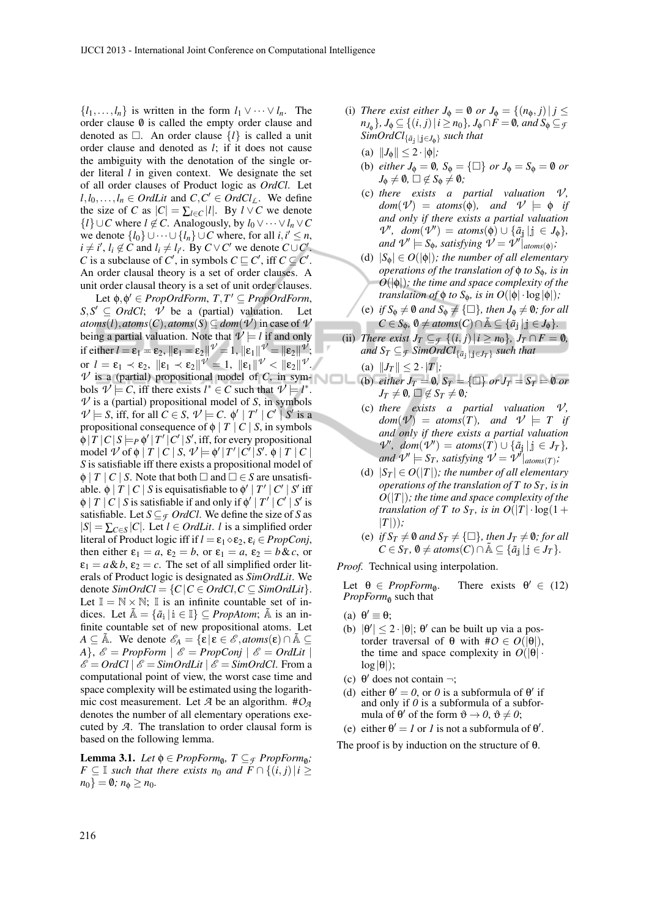$\{l_1,\dots,l_n\}$ is written in the form $l_1 \vee \cdots \vee l_n$. The order clause $\emptyset$ is called the empty order clause and denoted as $\Box$. An order clause $\{l\}$ is called a unit order clause and denoted as $l$; if it does not cause the ambiguity with the denotation of the single order literal $l$ in given context. We designate the set of all order clauses of Product logic as *OrdCl*. Let $l, l_0, \dots, l_n \in OrdLit$ and $C, C' \in OrdCl_{\mathcal{L}}$. We define the size of $C$ as $|C| = \sum_{l \in C} |l|$. By $l \vee C$ we denote $\{l\} \cup C$ where $l \notin C$. Analogously, by $l_0 \vee \cdots \vee l_n \vee C$ we denote $\{l_0\} \cup \cdots \cup \{l_n\} \cup C$ where, for all $i, i' \leq n$, $i \neq i'$, $l_i \notin C$ and $l_i \neq l_{i'}$. By $C \vee C'$ we denote $C \cup C'$. $C$ is a subclause of $C'$, in symbols $C \sqsubseteq C'$, iff $C \subseteq C'$. An order clausal theory is a set of order clauses. A unit order clausal theory is a set of unit order clauses.

Let $\phi, \phi' \in PropOrdForm$, $T, T' \subseteq PropOrdForm$, $S, S' \subseteq OrdCl$; $\mathcal{V}$ be a (partial) valuation. Let $atoms(l), atoms(C), atoms(S) \subseteq dom(\mathcal{V})$ in case of $\mathcal{V}$ being a partial valuation. Note that $\mathcal{V} \models l$ if and only if either $l = \varepsilon_1 \eqcirc \varepsilon_2$, $\|\varepsilon_1 \eqcirc \varepsilon_2\|^{\mathcal{V}} = 1$, $\|\varepsilon_1\|^{\mathcal{V}} = \|\varepsilon_2\|^{\mathcal{V}}$; or $l = \varepsilon_1 \prec \varepsilon_2$, $\|\varepsilon_1 \prec \varepsilon_2\|^{\mathcal{V}} = 1$, $\|\varepsilon_1\|^{\mathcal{V}} < \|\varepsilon_2\|^{\mathcal{V}}$. $\mathcal{V}$ is a (partial) propositional model of $C$, in symbols $\mathcal{V} \models C$, iff there exists $l^* \in C$ such that $\mathcal{V} \models l^*$. $\mathcal{V}$ is a (partial) propositional model of $S$, in symbols $\mathcal{V} \models S$, iff, for all $C \in S$, $\mathcal{V} \models C$. $\phi' \mid T' \mid C' \mid S'$ is a propositional consequence of $\phi \mid T \mid C \mid S$, in symbols $\phi \mid T \mid C \mid S \models_P \phi' \mid T' \mid C' \mid S'$, iff, for every propositional model $\mathcal{V}$ of $\phi \mid T \mid C \mid S$, $\mathcal{V} \models \phi' \mid T' \mid C' \mid S'$. $\phi \mid T \mid C \mid S$ is satisfiable iff there exists a propositional model of $\phi \mid T \mid C \mid S$. Note that both $\Box$ and $\Box \in S$ are unsatisfiable. $\phi \mid T \mid C \mid S$ is equisatisfiable to $\phi' \mid T' \mid C' \mid S'$ iff $\phi \mid T \mid C \mid S$ is satisfiable if and only if $\phi' \mid T' \mid C' \mid S'$ is satisfiable. Let $S \subseteq_{\mathcal{F}} OrdCl$. We define the size of $S$ as $|S| = \sum_{C \in S} |C|$. Let $l \in OrdLit$. $l$ is a simplified order literal of Product logic iff if $l = \varepsilon_1 \diamond \varepsilon_2$, $\varepsilon_i \in PropConj$, then either $\varepsilon_1 = a$, $\varepsilon_2 = b$, or $\varepsilon_1 = a$, $\varepsilon_2 = b \& c$, or $\varepsilon_1 = a \& b$, $\varepsilon_2 = c$. The set of all simplified order literals of Product logic is designated as *SimOrdLit*. We denote $SimOrdCl = \{C \mid C \in OrdCl, C \subseteq SimOrdLit\}$. Let $\mathbb{I} = \mathbb{N} \times \mathbb{N}$; $\mathbb{I}$ is an infinite countable set of indices. Let $\tilde{\mathbb{A}} = \{\tilde{a}_{\mathfrak{i}} \mid \mathfrak{i} \in \mathbb{I}\} \subseteq PropAtom$; $\tilde{\mathbb{A}}$ is an infinite countable set of new propositional atoms. Let $A \subseteq \tilde{\mathbb{A}}$. We denote $\mathcal{E}_A = \{\varepsilon \mid \varepsilon \in \mathcal{E}, atoms(\varepsilon) \cap \tilde{\mathbb{A}} \subseteq A\}$, $\mathcal{E} = PropForm \mid \mathcal{E} = PropConj \mid \mathcal{E} = OrdLit \mid \mathcal{E} = OrdCl \mid \mathcal{E} = SimOrdLit \mid \mathcal{E} = SimOrdCl$. From a computational point of view, the worst case time and space complexity will be estimated using the logarithmic cost measurement. Let $\mathcal{A}$ be an algorithm. $\#O_{\mathcal{A}}$ denotes the number of all elementary operations executed by $\mathcal{A}$. The translation to order clausal form is based on the following lemma.

**Lemma 3.1.** *Let $\phi \in PropForm_{\emptyset}$, $T \subseteq_{\mathcal{F}} PropForm_{\emptyset}$; $F \subseteq \mathbb{I}$ such that there exists $n_0$ and $F \cap \{(i,j) \mid i \geq n_0\} = \emptyset$; $n_\phi \geq n_0$.*

(i) *There exist either $J_\phi = \emptyset$ or $J_\phi = \{(n_\phi, j) \mid j \leq n_{J_\phi}\}$, $J_\phi \subseteq \{(i,j) \mid i \geq n_0\}$, $J_\phi \cap F = \emptyset$, and $S_\phi \subseteq_{\mathcal{F}} SimOrdCl_{\{\tilde{a}_{\mathfrak{j}} \mid \mathfrak{j} \in J_\phi\}}$ such that*

  (a) $\|J_\phi\| \leq 2 \cdot |\phi|$;

  (b) *either $J_\phi = \emptyset$, $S_\phi = \{\Box\}$ or $J_\phi = S_\phi = \emptyset$ or $J_\phi \neq \emptyset$, $\Box \notin S_\phi \neq \emptyset$;*

  (c) *there exists a partial valuation $\mathcal{V}$, $dom(\mathcal{V}) = atoms(\phi)$, and $\mathcal{V} \models \phi$ if and only if there exists a partial valuation $\mathcal{V}'$, $dom(\mathcal{V}') = atoms(\phi) \cup \{\tilde{a}_{\mathfrak{j}} \mid \mathfrak{j} \in J_\phi\}$, and $\mathcal{V}' \models S_\phi$, satisfying $\mathcal{V} = \mathcal{V}'|_{atoms(\phi)}$;*

  (d) *$|S_\phi| \in O(|\phi|)$; the number of all elementary operations of the translation of $\phi$ to $S_\phi$, is in $O(|\phi|)$; the time and space complexity of the translation of $\phi$ to $S_\phi$, is in $O(|\phi| \cdot \log |\phi|)$;*

  (e) *if $S_\phi \neq \emptyset$ and $S_\phi \neq \{\Box\}$, then $J_\phi \neq \emptyset$; for all $C \in S_\phi$, $\emptyset \neq atoms(C) \cap \tilde{\mathbb{A}} \subseteq \{\tilde{a}_{\mathfrak{j}} \mid \mathfrak{j} \in J_\phi\}$.*

(ii) *There exist $J_T \subseteq_{\mathcal{F}} \{(i,j) \mid i \geq n_0\}$, $J_T \cap F = \emptyset$, and $S_T \subseteq_{\mathcal{F}} SimOrdCl_{\{\tilde{a}_{\mathfrak{j}} \mid \mathfrak{j} \in J_T\}}$ such that*

  (a) $\|J_T\| \leq 2 \cdot |T|$;

  (b) *either $J_T = \emptyset$, $S_T = \{\Box\}$ or $J_T = S_T = \emptyset$ or $J_T \neq \emptyset$, $\Box \notin S_T \neq \emptyset$;*

  (c) *there exists a partial valuation $\mathcal{V}$, $dom(\mathcal{V}) = atoms(T)$, and $\mathcal{V} \models T$ if and only if there exists a partial valuation $\mathcal{V}'$, $dom(\mathcal{V}') = atoms(T) \cup \{\tilde{a}_{\mathfrak{j}} \mid \mathfrak{j} \in J_T\}$, and $\mathcal{V}' \models S_T$, satisfying $\mathcal{V} = \mathcal{V}'|_{atoms(T)}$;*

  (d) *$|S_T| \in O(|T|)$; the number of all elementary operations of the translation of $T$ to $S_T$, is in $O(|T|)$; the time and space complexity of the translation of $T$ to $S_T$, is in $O(|T| \cdot \log(1 + |T|))$;*

  (e) *if $S_T \neq \emptyset$ and $S_T \neq \{\Box\}$, then $J_T \neq \emptyset$; for all $C \in S_T$, $\emptyset \neq atoms(C) \cap \tilde{\mathbb{A}} \subseteq \{\tilde{a}_{\mathfrak{j}} \mid \mathfrak{j} \in J_T\}$.*

*Proof.* Technical using interpolation.

Let $\theta \in PropForm_{\emptyset}$. There exists $\theta' \in$ (12) $PropForm_{\emptyset}$ such that

(a) $\theta' \equiv \theta$;

(b) $|\theta'| \leq 2 \cdot |\theta|$; $\theta'$ can be built up via a postorder traversal of $\theta$ with $\#O \in O(|\theta|)$, the time and space complexity in $O(|\theta| \cdot \log |\theta|)$;

(c) $\theta'$ does not contain $\neg$;

(d) either $\theta' = 0$, or $0$ is a subformula of $\theta'$ if and only if $0$ is a subformula of a subformula of $\theta'$ of the form $\vartheta \rightarrow 0$, $\vartheta \neq 0$;

(e) either $\theta' = 1$ or $1$ is not a subformula of $\theta'$.

The proof is by induction on the structure of $\theta$.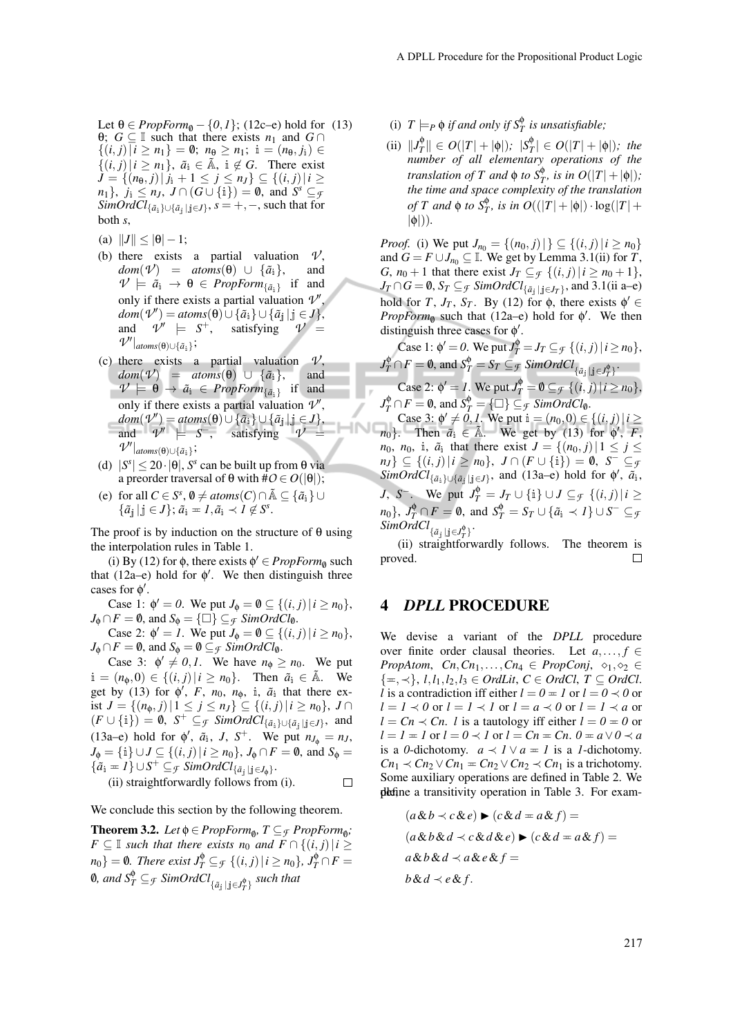Let $\theta \in PropForm_{\emptyset} - \{0, 1\}$; (12c–e) hold for $\theta$; $G \subseteq \mathbb{I}$ such that there exists $n_1$ and $G \cap \{(i,j) \,|\, i \geq n_1\} = \emptyset$; $n_\theta \geq n_1$; $\mathbb{i} = (n_\theta, j_\mathbb{i}) \in \{(i,j) \,|\, i \geq n_1\}$, $\tilde{a}_\mathbb{i} \in \tilde{\mathbb{A}}$, $\mathbb{i} \notin G$. There exist $J = \{(n_\theta, j) \,|\, j_\mathbb{i} + 1 \leq j \leq n_J\} \subseteq \{(i,j) \,|\, i \geq n_1\}$, $j_\mathbb{i} \leq n_J$, $J \cap (G \cup \{\mathbb{i}\}) = \emptyset$, and $S^s \subseteq_{\mathcal{F}} SimOrdCl_{\{\tilde{a}_\mathbb{i}\} \cup \{\tilde{a}_\mathbb{j} \,|\, \mathbb{j} \in J\}}$, $s = +, -$, such that for both $s$, (13)

(a) $\|J\| \leq |\theta| - 1$;

(b) there exists a partial valuation $\mathcal{V}$, $dom(\mathcal{V}) = atoms(\theta) \cup \{\tilde{a}_\mathbb{i}\}$, and $\mathcal{V} \models \tilde{a}_\mathbb{i} \rightarrow \theta \in PropForm_{\{\tilde{a}_\mathbb{i}\}}$ if and only if there exists a partial valuation $\mathcal{V}''$, $dom(\mathcal{V}'') = atoms(\theta) \cup \{\tilde{a}_\mathbb{i}\} \cup \{\tilde{a}_\mathbb{j} \,|\, \mathbb{j} \in J\}$, and $\mathcal{V}'' \models S^+$, satisfying $\mathcal{V} = \mathcal{V}''|_{atoms(\theta) \cup \{\tilde{a}_\mathbb{i}\}}$;

(c) there exists a partial valuation $\mathcal{V}$, $dom(\mathcal{V}) = atoms(\theta) \cup \{\tilde{a}_\mathbb{i}\}$, and $\mathcal{V} \models \theta \rightarrow \tilde{a}_\mathbb{i} \in PropForm_{\{\tilde{a}_\mathbb{i}\}}$ if and only if there exists a partial valuation $\mathcal{V}''$, $dom(\mathcal{V}'') = atoms(\theta) \cup \{\tilde{a}_\mathbb{i}\} \cup \{\tilde{a}_\mathbb{j} \,|\, \mathbb{j} \in J\}$, and $\mathcal{V}'' \models S^-$, satisfying $\mathcal{V} = \mathcal{V}''|_{atoms(\theta) \cup \{\tilde{a}_\mathbb{i}\}}$;

(d) $|S^s| \leq 20 \cdot |\theta|$, $S^s$ can be built up from $\theta$ via a preorder traversal of $\theta$ with $\#\mathcal{O} \in O(|\theta|)$;

(e) for all $C \in S^s$, $\emptyset \neq atoms(C) \cap \tilde{\mathbb{A}} \subseteq \{\tilde{a}_\mathbb{i}\} \cup \{\tilde{a}_\mathbb{j} \,|\, \mathbb{j} \in J\}$; $\tilde{a}_\mathbb{i} \eqcirc 1, \tilde{a}_\mathbb{i} \prec 1 \notin S^s$.

The proof is by induction on the structure of $\theta$ using the interpolation rules in Table 1.

(i) By (12) for $\phi$, there exists $\phi' \in PropForm_{\emptyset}$ such that (12a–e) hold for $\phi'$. We then distinguish three cases for $\phi'$.

Case 1: $\phi' = 0$. We put $J_\phi = \emptyset \subseteq \{(i,j) \,|\, i \geq n_0\}$, $J_\phi \cap F = \emptyset$, and $S_\phi = \{\square\} \subseteq_{\mathcal{F}} SimOrdCl_{\emptyset}$.

Case 2: $\phi' = 1$. We put $J_\phi = \emptyset \subseteq \{(i,j) \,|\, i \geq n_0\}$, $J_\phi \cap F = \emptyset$, and $S_\phi = \emptyset \subseteq_{\mathcal{F}} SimOrdCl_{\emptyset}$.

Case 3: $\phi' \neq 0, 1$. We have $n_\phi \geq n_0$. We put $\mathbb{i} = (n_\phi, 0) \in \{(i,j) \,|\, i \geq n_0\}$. Then $\tilde{a}_\mathbb{i} \in \tilde{\mathbb{A}}$. We get by (13) for $\phi'$, $F$, $n_0$, $n_\phi$, $\mathbb{i}$, $\tilde{a}_\mathbb{i}$ that there exist $J = \{(n_\phi, j) \,|\, 1 \leq j \leq n_J\} \subseteq \{(i,j) \,|\, i \geq n_0\}$, $J \cap (F \cup \{\mathbb{i}\}) = \emptyset$, $S^+ \subseteq_{\mathcal{F}} SimOrdCl_{\{\tilde{a}_\mathbb{i}\} \cup \{\tilde{a}_\mathbb{j} \,|\, \mathbb{j} \in J\}}$, and (13a–e) hold for $\phi'$, $\tilde{a}_\mathbb{i}$, $J$, $S^+$. We put $n_{J_\phi} = n_J$, $J_\phi = \{\mathbb{i}\} \cup J \subseteq \{(i,j) \,|\, i \geq n_0\}$, $J_\phi \cap F = \emptyset$, and $S_\phi = \{\tilde{a}_\mathbb{i} \eqcirc 1\} \cup S^+ \subseteq_{\mathcal{F}} SimOrdCl_{\{\tilde{a}_\mathbb{j} \,|\, \mathbb{j} \in J_\phi\}}$.

(ii) straightforwardly follows from (i). $\square$

We conclude this section by the following theorem.

**Theorem 3.2.** *Let $\phi \in PropForm_{\emptyset}$, $T \subseteq_{\mathcal{F}} PropForm_{\emptyset}$; $F \subseteq \mathbb{I}$ such that there exists $n_0$ and $F \cap \{(i,j) \,|\, i \geq n_0\} = \emptyset$. There exist $J_T^\phi \subseteq_{\mathcal{F}} \{(i,j) \,|\, i \geq n_0\}$, $J_T^\phi \cap F = \emptyset$, and $S_T^\phi \subseteq_{\mathcal{F}} SimOrdCl_{\{\tilde{a}_\mathbb{j} \,|\, \mathbb{j} \in J_T^\phi\}}$ such that*

(i) *$T \models_P \phi$ if and only if $S_T^\phi$ is unsatisfiable;*

(ii) *$\|J_T^\phi\| \in O(|T| + |\phi|)$; $|S_T^\phi| \in O(|T| + |\phi|)$; the number of all elementary operations of the translation of $T$ and $\phi$ to $S_T^\phi$, is in $O(|T| + |\phi|)$; the time and space complexity of the translation of $T$ and $\phi$ to $S_T^\phi$, is in $O((|T| + |\phi|) \cdot \log(|T| + |\phi|))$.*

*Proof.* (i) We put $J_{n_0} = \{(n_0, j) \,|\,\} \subseteq \{(i,j) \,|\, i \geq n_0\}$ and $G = F \cup J_{n_0} \subseteq \mathbb{I}$. We get by Lemma 3.1(ii) for $T$, $G$, $n_0 + 1$ that there exist $J_T \subseteq_{\mathcal{F}} \{(i,j) \,|\, i \geq n_0 + 1\}$, $J_T \cap G = \emptyset$, $S_T \subseteq_{\mathcal{F}} SimOrdCl_{\{\tilde{a}_\mathbb{j} \,|\, \mathbb{j} \in J_T\}}$, and 3.1(ii a–e) hold for $T$, $J_T$, $S_T$. By (12) for $\phi$, there exists $\phi' \in PropForm_{\emptyset}$ such that (12a–e) hold for $\phi'$. We then distinguish three cases for $\phi'$.

Case 1: $\phi' = 0$. We put $J_T^\phi = J_T \subseteq_{\mathcal{F}} \{(i,j) \,|\, i \geq n_0\}$, $J_T^\phi \cap F = \emptyset$, and $S_T^\phi = S_T \subseteq_{\mathcal{F}} SimOrdCl_{\{\tilde{a}_\mathbb{j} \,|\, \mathbb{j} \in J_T^\phi\}}$.

Case 2: $\phi' = 1$. We put $J_T^\phi = \emptyset \subseteq_{\mathcal{F}} \{(i,j) \,|\, i \geq n_0\}$, $J_T^\phi \cap F = \emptyset$, and $S_T^\phi = \{\square\} \subseteq_{\mathcal{F}} SimOrdCl_{\emptyset}$.

Case 3: $\phi' \neq 0, 1$. We put $\mathbb{i} = (n_0, 0) \in \{(i,j) \,|\, i \geq n_0\}$. Then $\tilde{a}_\mathbb{i} \in \tilde{\mathbb{A}}$. We get by (13) for $\phi'$, $F$, $n_0$, $n_0$, $\mathbb{i}$, $\tilde{a}_\mathbb{i}$ that there exist $J = \{(n_0, j) \,|\, 1 \leq j \leq n_J\} \subseteq \{(i,j) \,|\, i \geq n_0\}$, $J \cap (F \cup \{\mathbb{i}\}) = \emptyset$, $S^- \subseteq_{\mathcal{F}} SimOrdCl_{\{\tilde{a}_\mathbb{i}\} \cup \{\tilde{a}_\mathbb{j} \,|\, \mathbb{j} \in J\}}$, and (13a–e) hold for $\phi'$, $\tilde{a}_\mathbb{i}$, $J$, $S^-$. We put $J_T^\phi = J_T \cup \{\mathbb{i}\} \cup J \subseteq_{\mathcal{F}} \{(i,j) \,|\, i \geq n_0\}$, $J_T^\phi \cap F = \emptyset$, and $S_T^\phi = S_T \cup \{\tilde{a}_\mathbb{i} \prec 1\} \cup S^- \subseteq_{\mathcal{F}} SimOrdCl_{\{\tilde{a}_\mathbb{j} \,|\, \mathbb{j} \in J_T^\phi\}}$.

(ii) straightforwardly follows. The theorem is proved. $\square$

## 4 *DPLL* PROCEDURE

We devise a variant of the *DPLL* procedure over finite order clausal theories. Let $a, \dots, f \in PropAtom$, $Cn, Cn_1, \dots, Cn_4 \in PropConj$, $\diamond_1, \diamond_2 \in \{\eqcirc, \prec\}$, $l, l_1, l_2, l_3 \in OrdLit$, $C \in OrdCl$, $T \subseteq OrdCl$. $l$ is a contradiction iff either $l = 0 \eqcirc 1$ or $l = 0 \prec 0$ or $l = 1 \prec 0$ or $l = 1 \prec 1$ or $l = a \prec 0$ or $l = 1 \prec a$ or $l = Cn \prec Cn$. $l$ is a tautology iff either $l = 0 \eqcirc 0$ or $l = 1 \eqcirc 1$ or $l = 0 \prec 1$ or $l = Cn \eqcirc Cn$. $0 \eqcirc a \vee 0 \prec a$ is a *0*-dichotomy. $a \prec 1 \vee a \eqcirc 1$ is a *1*-dichotomy. $Cn_1 \prec Cn_2 \vee Cn_1 \eqcirc Cn_2 \vee Cn_2 \prec Cn_1$ is a trichotomy. We define a transitivity operation in Table 3. For example,

$$
\begin{aligned}
&(a \& b \prec c \& e) \blacktriangleright (c \& d \eqcirc a \& f) = \\
&(a \& b \& d \prec c \& d \& e) \blacktriangleright (c \& d \eqcirc a \& f) = \\
&a \& b \& d \prec a \& e \& f = \\
&b \& d \prec e \& f.
\end{aligned}
$$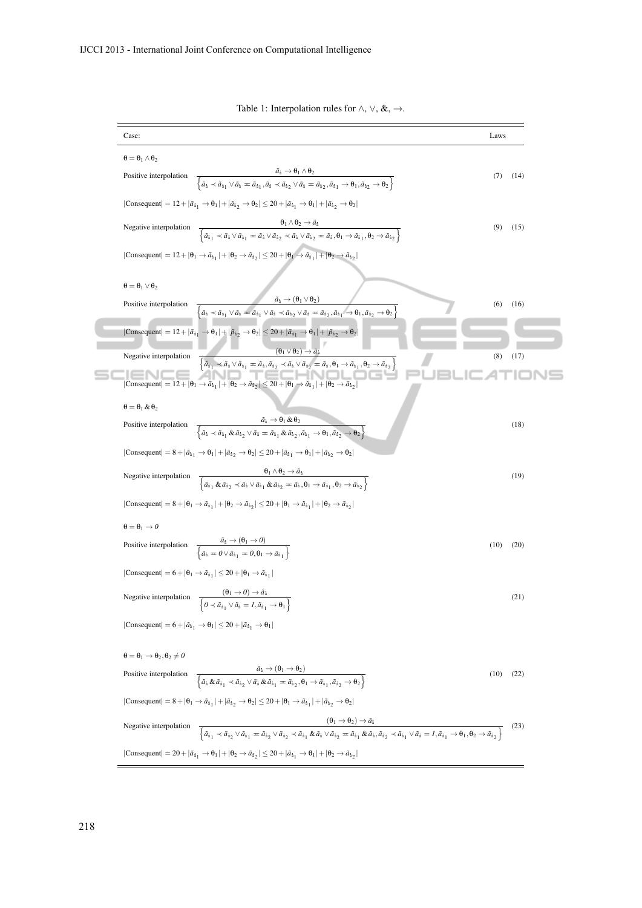Table 1: Interpolation rules for $\wedge$, $\vee$, $\&$, $\rightarrow$.

| Case: | | Laws | |
|---|---|---|---|
| $\theta = \theta_1 \wedge \theta_2$ | | | |
| Positive interpolation | $\dfrac{\tilde{a}_{\dot{\imath}} \rightarrow \theta_1 \wedge \theta_2}{\left\{\tilde{a}_{\dot{\imath}} \prec \tilde{a}_{\dot{\imath}_1} \vee \tilde{a}_{\dot{\imath}} = \tilde{a}_{\dot{\imath}_1}, \tilde{a}_{\dot{\imath}} \prec \tilde{a}_{\dot{\imath}_2} \vee \tilde{a}_{\dot{\imath}} = \tilde{a}_{\dot{\imath}_2}, \tilde{a}_{\dot{\imath}_1} \rightarrow \theta_1, \tilde{a}_{\dot{\imath}_2} \rightarrow \theta_2\right\}}$ | (7) | (14) |
| $\lvert\text{Consequent}\rvert = 12 + \lvert\tilde{a}_{\dot{\imath}_1} \rightarrow \theta_1\rvert + \lvert\tilde{a}_{\dot{\imath}_2} \rightarrow \theta_2\rvert \leq 20 + \lvert\tilde{a}_{\dot{\imath}_1} \rightarrow \theta_1\rvert + \lvert\tilde{a}_{\dot{\imath}_2} \rightarrow \theta_2\rvert$ | | | |
| Negative interpolation | $\dfrac{\theta_1 \wedge \theta_2 \rightarrow \tilde{a}_{\dot{\imath}}}{\left\{\tilde{a}_{\dot{\imath}_1} \prec \tilde{a}_{\dot{\imath}} \vee \tilde{a}_{\dot{\imath}_1} = \tilde{a}_{\dot{\imath}} \vee \tilde{a}_{\dot{\imath}_2} \prec \tilde{a}_{\dot{\imath}} \vee \tilde{a}_{\dot{\imath}_2} = \tilde{a}_{\dot{\imath}}, \theta_1 \rightarrow \tilde{a}_{\dot{\imath}_1}, \theta_2 \rightarrow \tilde{a}_{\dot{\imath}_2}\right\}}$ | (9) | (15) |
| $\lvert\text{Consequent}\rvert = 12 + \lvert\theta_1 \rightarrow \tilde{a}_{\dot{\imath}_1}\rvert + \lvert\theta_2 \rightarrow \tilde{a}_{\dot{\imath}_2}\rvert \leq 20 + \lvert\theta_1 \rightarrow \tilde{a}_{\dot{\imath}_1}\rvert + \lvert\theta_2 \rightarrow \tilde{a}_{\dot{\imath}_2}\rvert$ | | | |
| $\theta = \theta_1 \vee \theta_2$ | | | |
| Positive interpolation | $\dfrac{\tilde{a}_{\dot{\imath}} \rightarrow (\theta_1 \vee \theta_2)}{\left\{\tilde{a}_{\dot{\imath}} \prec \tilde{a}_{\dot{\imath}_1} \vee \tilde{a}_{\dot{\imath}} = \tilde{a}_{\dot{\imath}_1} \vee \tilde{a}_{\dot{\imath}} \prec \tilde{a}_{\dot{\imath}_2} \vee \tilde{a}_{\dot{\imath}} = \tilde{a}_{\dot{\imath}_2}, \tilde{a}_{\dot{\imath}_1} \rightarrow \theta_1, \tilde{a}_{\dot{\imath}_2} \rightarrow \theta_2\right\}}$ | (6) | (16) |
| $\lvert\text{Consequent}\rvert = 12 + \lvert\tilde{a}_{\dot{\imath}_1} \rightarrow \theta_1\rvert + \lvert\tilde{p}_{\dot{\imath}_2} \rightarrow \theta_2\rvert \leq 20 + \lvert\tilde{a}_{\dot{\imath}_1} \rightarrow \theta_1\rvert + \lvert\tilde{p}_{\dot{\imath}_2} \rightarrow \theta_2\rvert$ | | | |
| Negative interpolation | $\dfrac{(\theta_1 \vee \theta_2) \rightarrow \tilde{a}_{\dot{\imath}}}{\left\{\tilde{a}_{\dot{\imath}_1} \prec \tilde{a}_{\dot{\imath}} \vee \tilde{a}_{\dot{\imath}_1} = \tilde{a}_{\dot{\imath}}, \tilde{a}_{\dot{\imath}_2} \prec \tilde{a}_{\dot{\imath}} \vee \tilde{a}_{\dot{\imath}_2} = \tilde{a}_{\dot{\imath}}, \theta_1 \rightarrow \tilde{a}_{\dot{\imath}_1}, \theta_2 \rightarrow \tilde{a}_{\dot{\imath}_2}\right\}}$ | (8) | (17) |
| $\lvert\text{Consequent}\rvert = 12 + \lvert\theta_1 \rightarrow \tilde{a}_{\dot{\imath}_1}\rvert + \lvert\theta_2 \rightarrow \tilde{a}_{\dot{\imath}_2}\rvert \leq 20 + \lvert\theta_1 \rightarrow \tilde{a}_{\dot{\imath}_1}\rvert + \lvert\theta_2 \rightarrow \tilde{a}_{\dot{\imath}_2}\rvert$ | | | |
| $\theta = \theta_1 \& \theta_2$ | | | |
| Positive interpolation | $\dfrac{\tilde{a}_{\dot{\imath}} \rightarrow \theta_1 \& \theta_2}{\left\{\tilde{a}_{\dot{\imath}} \prec \tilde{a}_{\dot{\imath}_1} \& \tilde{a}_{\dot{\imath}_2} \vee \tilde{a}_{\dot{\imath}} = \tilde{a}_{\dot{\imath}_1} \& \tilde{a}_{\dot{\imath}_2}, \tilde{a}_{\dot{\imath}_1} \rightarrow \theta_1, \tilde{a}_{\dot{\imath}_2} \rightarrow \theta_2\right\}}$ | | (18) |
| $\lvert\text{Consequent}\rvert = 8 + \lvert\tilde{a}_{\dot{\imath}_1} \rightarrow \theta_1\rvert + \lvert\tilde{a}_{\dot{\imath}_2} \rightarrow \theta_2\rvert \leq 20 + \lvert\tilde{a}_{\dot{\imath}_1} \rightarrow \theta_1\rvert + \lvert\tilde{a}_{\dot{\imath}_2} \rightarrow \theta_2\rvert$ | | | |
| Negative interpolation | $\dfrac{\theta_1 \wedge \theta_2 \rightarrow \tilde{a}_{\dot{\imath}}}{\left\{\tilde{a}_{\dot{\imath}_1} \& \tilde{a}_{\dot{\imath}_2} \prec \tilde{a}_{\dot{\imath}} \vee \tilde{a}_{\dot{\imath}_1} \& \tilde{a}_{\dot{\imath}_2} = \tilde{a}_{\dot{\imath}}, \theta_1 \rightarrow \tilde{a}_{\dot{\imath}_1}, \theta_2 \rightarrow \tilde{a}_{\dot{\imath}_2}\right\}}$ | | (19) |
| $\lvert\text{Consequent}\rvert = 8 + \lvert\theta_1 \rightarrow \tilde{a}_{\dot{\imath}_1}\rvert + \lvert\theta_2 \rightarrow \tilde{a}_{\dot{\imath}_2}\rvert \leq 20 + \lvert\theta_1 \rightarrow \tilde{a}_{\dot{\imath}_1}\rvert + \lvert\theta_2 \rightarrow \tilde{a}_{\dot{\imath}_2}\rvert$ | | | |
| $\theta = \theta_1 \rightarrow \mathit{0}$ | | | |
| Positive interpolation | $\dfrac{\tilde{a}_{\dot{\imath}} \rightarrow (\theta_1 \rightarrow \mathit{0})}{\left\{\tilde{a}_{\dot{\imath}} = \mathit{0} \vee \tilde{a}_{\dot{\imath}_1} = \mathit{0}, \theta_1 \rightarrow \tilde{a}_{\dot{\imath}_1}\right\}}$ | (10) | (20) |
| $\lvert\text{Consequent}\rvert = 6 + \lvert\theta_1 \rightarrow \tilde{a}_{\dot{\imath}_1}\rvert \leq 20 + \lvert\theta_1 \rightarrow \tilde{a}_{\dot{\imath}_1}\rvert$ | | | |
| Negative interpolation | $\dfrac{(\theta_1 \rightarrow \mathit{0}) \rightarrow \tilde{a}_{\dot{\imath}}}{\left\{\mathit{0} \prec \tilde{a}_{\dot{\imath}_1} \vee \tilde{a}_{\dot{\imath}} = \mathit{1}, \tilde{a}_{\dot{\imath}_1} \rightarrow \theta_1\right\}}$ | | (21) |
| $\lvert\text{Consequent}\rvert = 6 + \lvert\tilde{a}_{\dot{\imath}_1} \rightarrow \theta_1\rvert \leq 20 + \lvert\tilde{a}_{\dot{\imath}_1} \rightarrow \theta_1\rvert$ | | | |
| $\theta = \theta_1 \rightarrow \theta_2, \theta_2 \neq \mathit{0}$ | | | |
| Positive interpolation | $\dfrac{\tilde{a}_{\dot{\imath}} \rightarrow (\theta_1 \rightarrow \theta_2)}{\left\{\tilde{a}_{\dot{\imath}} \& \tilde{a}_{\dot{\imath}_1} \prec \tilde{a}_{\dot{\imath}_2} \vee \tilde{a}_{\dot{\imath}} \& \tilde{a}_{\dot{\imath}_1} = \tilde{a}_{\dot{\imath}_2}, \theta_1 \rightarrow \tilde{a}_{\dot{\imath}_1}, \tilde{a}_{\dot{\imath}_2} \rightarrow \theta_2\right\}}$ | (10) | (22) |
| $\lvert\text{Consequent}\rvert = 8 + \lvert\theta_1 \rightarrow \tilde{a}_{\dot{\imath}_1}\rvert + \lvert\tilde{a}_{\dot{\imath}_2} \rightarrow \theta_2\rvert \leq 20 + \lvert\theta_1 \rightarrow \tilde{a}_{\dot{\imath}_1}\rvert + \lvert\tilde{a}_{\dot{\imath}_2} \rightarrow \theta_2\rvert$ | | | |
| Negative interpolation | $\dfrac{(\theta_1 \rightarrow \theta_2) \rightarrow \tilde{a}_{\dot{\imath}}}{\left\{\tilde{a}_{\dot{\imath}_1} \prec \tilde{a}_{\dot{\imath}_2} \vee \tilde{a}_{\dot{\imath}_1} = \tilde{a}_{\dot{\imath}_2} \vee \tilde{a}_{\dot{\imath}_2} \prec \tilde{a}_{\dot{\imath}_1} \& \tilde{a}_{\dot{\imath}} \vee \tilde{a}_{\dot{\imath}_2} = \tilde{a}_{\dot{\imath}_1} \& \tilde{a}_{\dot{\imath}}, \tilde{a}_{\dot{\imath}_2} \prec \tilde{a}_{\dot{\imath}_1} \vee \tilde{a}_{\dot{\imath}} = \mathit{1}, \tilde{a}_{\dot{\imath}_1} \rightarrow \theta_1, \theta_2 \rightarrow \tilde{a}_{\dot{\imath}_2}\right\}}$ | | (23) |
| $\lvert\text{Consequent}\rvert = 20 + \lvert\tilde{a}_{\dot{\imath}_1} \rightarrow \theta_1\rvert + \lvert\theta_2 \rightarrow \tilde{a}_{\dot{\imath}_2}\rvert \leq 20 + \lvert\tilde{a}_{\dot{\imath}_1} \rightarrow \theta_1\rvert + \lvert\theta_2 \rightarrow \tilde{a}_{\dot{\imath}_2}\rvert$ | | | |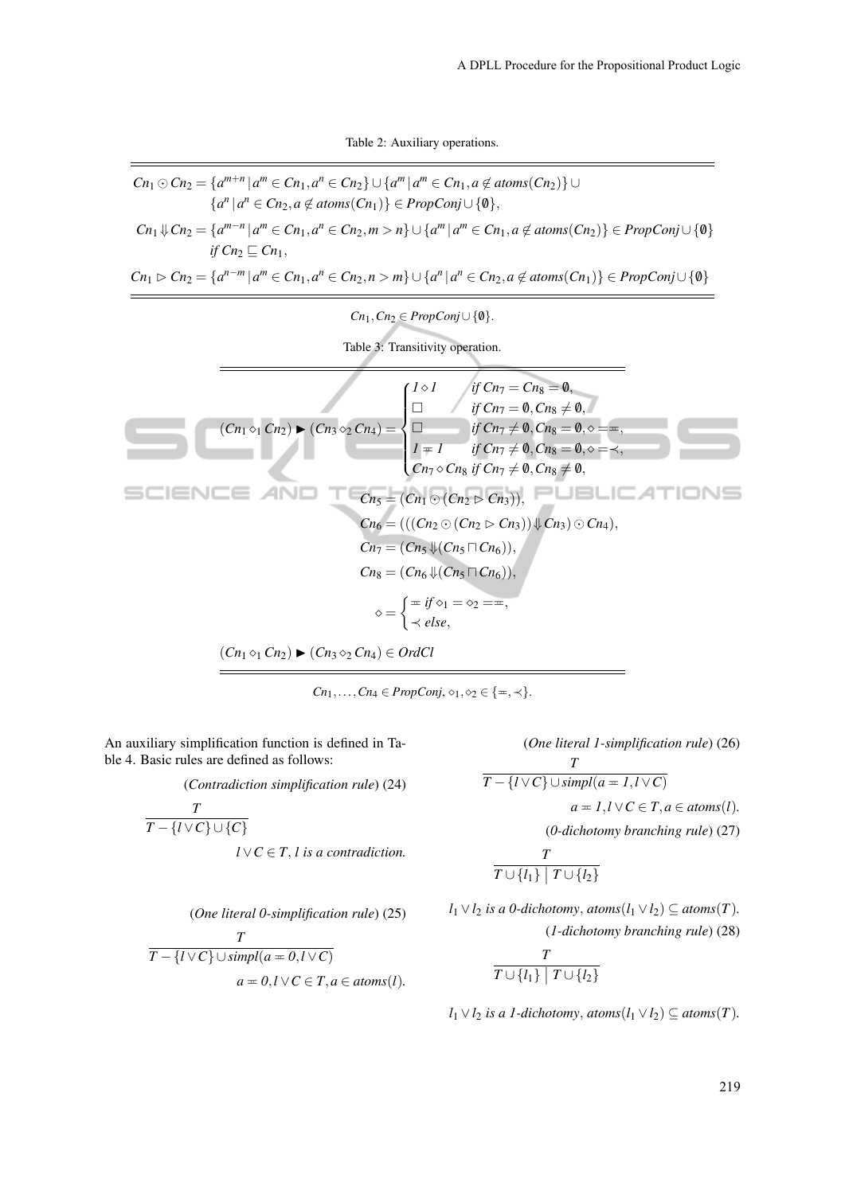Table 2: Auxiliary operations.

$$Cn_1 \odot Cn_2 = \{a^{m+n} \,|\, a^m \in Cn_1, a^n \in Cn_2\} \cup \{a^m \,|\, a^m \in Cn_1, a \not\in atoms(Cn_2)\} \cup \{a^n \,|\, a^n \in Cn_2, a \not\in atoms(Cn_1)\} \in PropConj \cup \{\emptyset\},$$

$$Cn_1 \Downarrow Cn_2 = \{a^{m-n} \,|\, a^m \in Cn_1, a^n \in Cn_2, m > n\} \cup \{a^m \,|\, a^m \in Cn_1, a \not\in atoms(Cn_2)\} \in PropConj \cup \{\emptyset\} \quad \text{if } Cn_2 \sqsubseteq Cn_1,$$

$$Cn_1 \rhd Cn_2 = \{a^{n-m} \,|\, a^m \in Cn_1, a^n \in Cn_2, n > m\} \cup \{a^n \,|\, a^n \in Cn_2, a \not\in atoms(Cn_1)\} \in PropConj \cup \{\emptyset\}$$

$Cn_1, Cn_2 \in PropConj \cup \{\emptyset\}$.

Table 3: Transitivity operation.

$$(Cn_1 \diamond_1 Cn_2) \blacktriangleright (Cn_3 \diamond_2 Cn_4) = \begin{cases} 1 \diamond 1 & \text{if } Cn_7 = Cn_8 = \emptyset, \\ \square & \text{if } Cn_7 = \emptyset, Cn_8 \neq \emptyset, \\ \square & \text{if } Cn_7 \neq \emptyset, Cn_8 = \emptyset, \diamond = \eqcirc, \\ 1 \eqcirc 1 & \text{if } Cn_7 \neq \emptyset, Cn_8 = \emptyset, \diamond = \prec, \\ Cn_7 \diamond Cn_8 & \text{if } Cn_7 \neq \emptyset, Cn_8 \neq \emptyset, \end{cases}$$

$$Cn_5 = (Cn_1 \odot (Cn_2 \rhd Cn_3)),$$

$$Cn_6 = (((Cn_2 \odot (Cn_2 \rhd Cn_3)) \Downarrow Cn_3) \odot Cn_4),$$

$$Cn_7 = (Cn_5 \Downarrow (Cn_5 \sqcap Cn_6)),$$

$$Cn_8 = (Cn_6 \Downarrow (Cn_5 \sqcap Cn_6)),$$

$$\diamond = \begin{cases} \eqcirc & \text{if } \diamond_1 = \diamond_2 = \eqcirc, \\ \prec & \text{else}, \end{cases}$$

$$(Cn_1 \diamond_1 Cn_2) \blacktriangleright (Cn_3 \diamond_2 Cn_4) \in OrdCl$$

$Cn_1, \dots, Cn_4 \in PropConj, \diamond_1, \diamond_2 \in \{\eqcirc, \prec\}$.

An auxiliary simplification function is defined in Table 4. Basic rules are defined as follows:

(*Contradiction simplification rule*) (24)

$$\frac{T}{T - \{l \vee C\} \cup \{C\}}$$

$l \vee C \in T$, $l$ *is a contradiction.*

(*One literal 0-simplification rule*) (25)

$$\frac{T}{T - \{l \vee C\} \cup simpl(a \eqcirc 0, l \vee C)}$$

$a \eqcirc 0, l \vee C \in T, a \in atoms(l)$.

(*One literal 1-simplification rule*) (26)

$$\frac{T}{T - \{l \vee C\} \cup simpl(a \eqcirc 1, l \vee C)}$$

$a \eqcirc 1, l \vee C \in T, a \in atoms(l)$.

(*0-dichotomy branching rule*) (27)

$$\frac{T}{T \cup \{l_1\} \;\big|\; T \cup \{l_2\}}$$

$l_1 \vee l_2$ *is a 0-dichotomy*, $atoms(l_1 \vee l_2) \subseteq atoms(T)$.

(*1-dichotomy branching rule*) (28)

$$\frac{T}{T \cup \{l_1\} \;\big|\; T \cup \{l_2\}}$$

$l_1 \vee l_2$ *is a 1-dichotomy*, $atoms(l_1 \vee l_2) \subseteq atoms(T)$.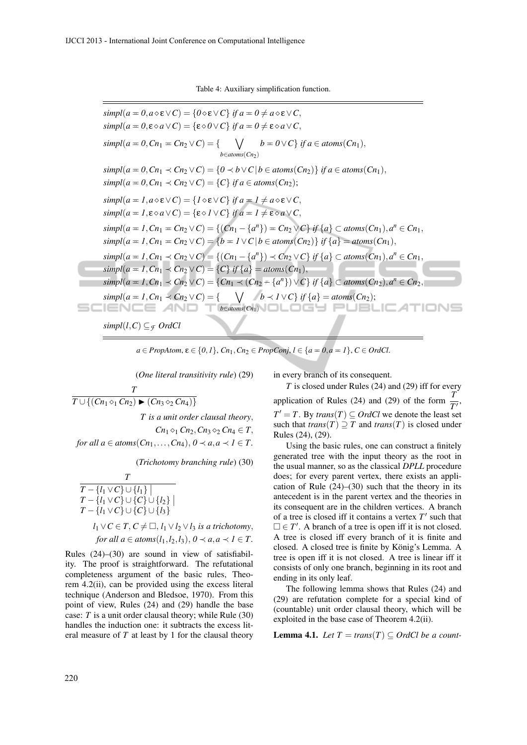Table 4: Auxiliary simplification function.

$$simpl(a = 0, a \diamond \varepsilon \vee C) = \{0 \diamond \varepsilon \vee C\} \text{ if } a = 0 \neq a \diamond \varepsilon \vee C,$$

$$simpl(a = 0, \varepsilon \diamond a \vee C) = \{\varepsilon \diamond 0 \vee C\} \text{ if } a = 0 \neq \varepsilon \diamond a \vee C,$$

$$simpl(a = 0, Cn_1 = Cn_2 \vee C) = \{\bigvee_{b \in atoms(Cn_2)} b = 0 \vee C\} \text{ if } a \in atoms(Cn_1),$$

$$simpl(a = 0, Cn_1 \prec Cn_2 \vee C) = \{0 \prec b \vee C \mid b \in atoms(Cn_2)\} \text{ if } a \in atoms(Cn_1),$$

$$simpl(a = 0, Cn_1 \prec Cn_2 \vee C) = \{C\} \text{ if } a \in atoms(Cn_2);$$

$$simpl(a = 1, a \diamond \varepsilon \vee C) = \{1 \diamond \varepsilon \vee C\} \text{ if } a = 1 \neq a \diamond \varepsilon \vee C,$$

$$simpl(a = 1, \varepsilon \diamond a \vee C) = \{\varepsilon \diamond 1 \vee C\} \text{ if } a = 1 \neq \varepsilon \diamond a \vee C,$$

$$simpl(a = 1, Cn_1 = Cn_2 \vee C) = \{(Cn_1 - \{a^n\}) = Cn_2 \vee C\} \text{ if } \{a\} \subset atoms(Cn_1), a^n \in Cn_1,$$

$$simpl(a = 1, Cn_1 = Cn_2 \vee C) = \{b = 1 \vee C \mid b \in atoms(Cn_2)\} \text{ if } \{a\} = atoms(Cn_1),$$

$$simpl(a = 1, Cn_1 \prec Cn_2 \vee C) = \{(Cn_1 - \{a^n\}) \prec Cn_2 \vee C\} \text{ if } \{a\} \subset atoms(Cn_1), a^n \in Cn_1,$$

$$simpl(a = 1, Cn_1 \prec Cn_2 \vee C) = \{C\} \text{ if } \{a\} = atoms(Cn_1),$$

$$simpl(a = 1, Cn_1 \prec Cn_2 \vee C) = \{Cn_1 \prec (Cn_2 - \{a^n\}) \vee C\} \text{ if } \{a\} \subset atoms(Cn_2), a^n \in Cn_2,$$

$$simpl(a = 1, Cn_1 \prec Cn_2 \vee C) = \{\bigvee_{b \in atoms(Cn_1)} b \prec 1 \vee C\} \text{ if } \{a\} = atoms(Cn_2);$$

$$simpl(l, C) \subseteq_{\mathcal{F}} OrdCl$$

$a \in PropAtom$, $\varepsilon \in \{0, 1\}$, $Cn_1, Cn_2 \in PropConj$, $l \in \{a = 0, a = 1\}$, $C \in OrdCl$.

(*One literal transitivity rule*) (29)

$$\frac{T}{T \cup \{(Cn_1 \diamond_1 Cn_2) \blacktriangleright (Cn_3 \diamond_2 Cn_4)\}}$$

*T is a unit order clausal theory*, $Cn_1 \diamond_1 Cn_2, Cn_3 \diamond_2 Cn_4 \in T$, *for all* $a \in atoms(Cn_1, \dots, Cn_4)$, $0 \prec a, a \prec 1 \in T$.

(*Trichotomy branching rule*) (30)

$$\frac{T}{T - \{l_1 \vee C\} \cup \{l_1\} \mid T - \{l_1 \vee C\} \cup \{C\} \cup \{l_2\} \mid T - \{l_1 \vee C\} \cup \{C\} \cup \{l_3\}}$$

$l_1 \vee C \in T$, $C \neq \square$, $l_1 \vee l_2 \vee l_3$ *is a trichotomy*, *for all* $a \in atoms(l_1, l_2, l_3)$, $0 \prec a, a \prec 1 \in T$.

Rules (24)–(30) are sound in view of satisfiability. The proof is straightforward. The refutational completeness argument of the basic rules, Theorem 4.2(ii), can be provided using the excess literal technique (Anderson and Bledsoe, 1970). From this point of view, Rules (24) and (29) handle the base case: $T$ is a unit order clausal theory; while Rule (30) handles the induction one: it subtracts the excess literal measure of $T$ at least by 1 for the clausal theory in every branch of its consequent.

$T$ is closed under Rules (24) and (29) iff for every application of Rules (24) and (29) of the form $\frac{T}{T'}$, $T' = T$. By $trans(T) \subseteq OrdCl$ we denote the least set such that $trans(T) \supseteq T$ and $trans(T)$ is closed under Rules (24), (29).

Using the basic rules, one can construct a finitely generated tree with the input theory as the root in the usual manner, so as the classical *DPLL* procedure does; for every parent vertex, there exists an application of Rule (24)–(30) such that the theory in its antecedent is in the parent vertex and the theories in its consequent are in the children vertices. A branch of a tree is closed iff it contains a vertex $T'$ such that $\square \in T'$. A branch of a tree is open iff it is not closed. A tree is closed iff every branch of it is finite and closed. A closed tree is finite by König's Lemma. A tree is open iff it is not closed. A tree is linear iff it consists of only one branch, beginning in its root and ending in its only leaf.

The following lemma shows that Rules (24) and (29) are refutation complete for a special kind of (countable) unit order clausal theory, which will be exploited in the base case of Theorem 4.2(ii).

**Lemma 4.1.** *Let* $T = trans(T) \subseteq OrdCl$ *be a count-*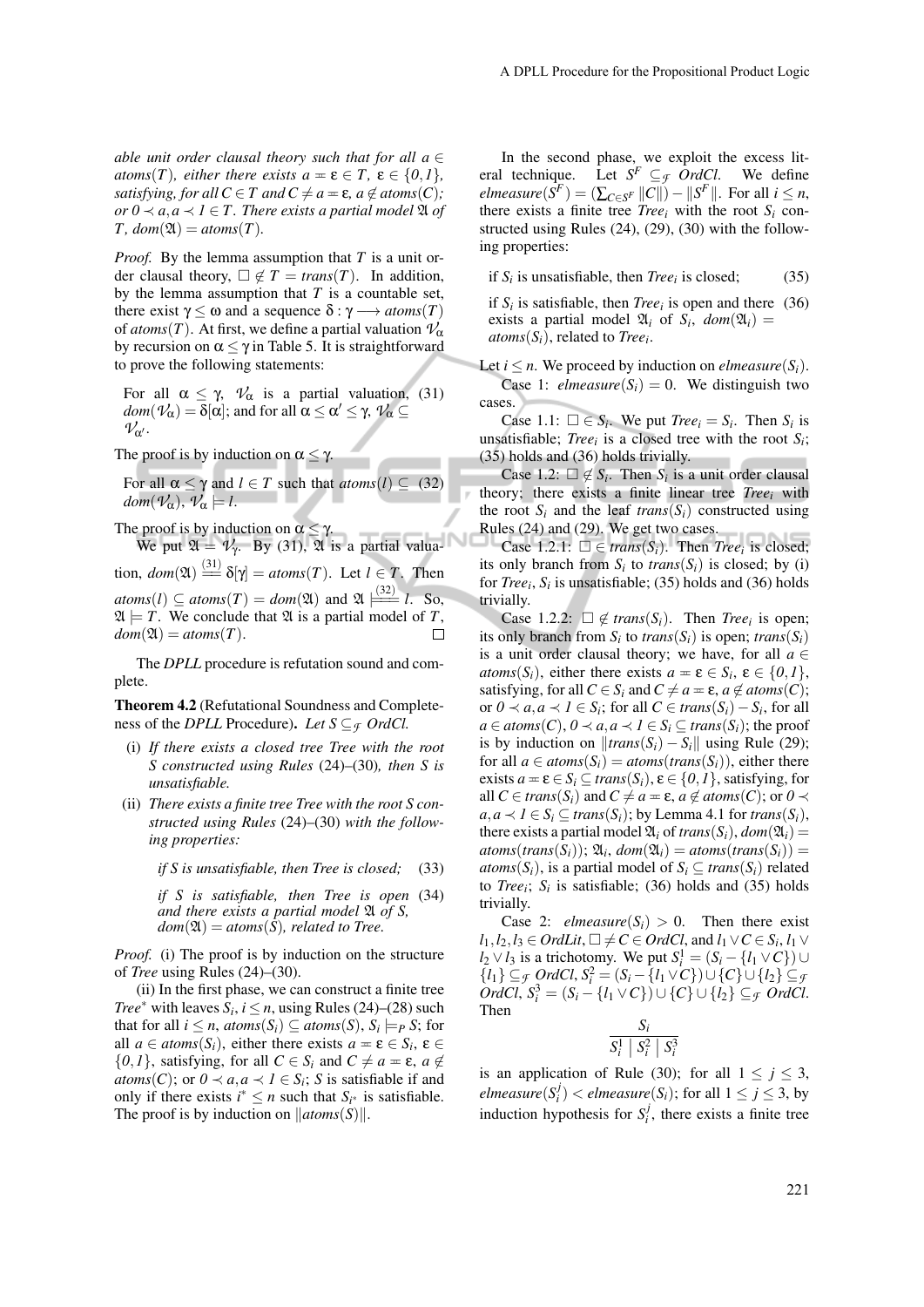*able unit order clausal theory such that for all $a \in atoms(T)$, either there exists $a \eqcirc \varepsilon \in T$, $\varepsilon \in \{0,1\}$, satisfying, for all $C \in T$ and $C \neq a \eqcirc \varepsilon$, $a \notin atoms(C)$; or $0 \prec a, a \prec 1 \in T$. There exists a partial model $\mathfrak{A}$ of $T$, $dom(\mathfrak{A}) = atoms(T)$.*

*Proof.* By the lemma assumption that $T$ is a unit order clausal theory, $\square \notin T = trans(T)$. In addition, by the lemma assumption that $T$ is a countable set, there exist $\gamma \leq \omega$ and a sequence $\delta : \gamma \longrightarrow atoms(T)$ of $atoms(T)$. At first, we define a partial valuation $\mathcal{V}_\alpha$ by recursion on $\alpha \leq \gamma$ in Table 5. It is straightforward to prove the following statements:

$$\text{For all } \alpha \leq \gamma,\ \mathcal{V}_\alpha \text{ is a partial valuation, } dom(\mathcal{V}_\alpha) = \delta[\alpha]; \text{ and for all } \alpha \leq \alpha' \leq \gamma,\ \mathcal{V}_\alpha \subseteq \mathcal{V}_{\alpha'}. \tag{31}$$

The proof is by induction on $\alpha \leq \gamma$.

$$\text{For all } \alpha \leq \gamma \text{ and } l \in T \text{ such that } atoms(l) \subseteq dom(\mathcal{V}_\alpha),\ \mathcal{V}_\alpha \models l. \tag{32}$$

The proof is by induction on $\alpha \leq \gamma$.

We put $\mathfrak{A} = \mathcal{V}_\gamma$. By (31), $\mathfrak{A}$ is a partial valuation, $dom(\mathfrak{A}) \overset{(31)}{=\!=} \delta[\gamma] = atoms(T)$. Let $l \in T$. Then $atoms(l) \subseteq atoms(T) = dom(\mathfrak{A})$ and $\mathfrak{A} \overset{(32)}{\models\!=} l$. So, $\mathfrak{A} \models T$. We conclude that $\mathfrak{A}$ is a partial model of $T$, $dom(\mathfrak{A}) = atoms(T)$. $\square$

The *DPLL* procedure is refutation sound and complete.

**Theorem 4.2** (Refutational Soundness and Completeness of the *DPLL* Procedure)**.** *Let $S \subseteq_{\mathcal{F}} OrdCl$.*

(i) *If there exists a closed tree Tree with the root $S$ constructed using Rules* (24)–(30)*, then $S$ is unsatisfiable.*

(ii) *There exists a finite tree Tree with the root $S$ constructed using Rules* (24)–(30) *with the following properties:*

$$\textit{if } S \textit{ is unsatisfiable, then Tree is closed;} \tag{33}$$

$$\textit{if } S \textit{ is satisfiable, then Tree is open and there exists a partial model } \mathfrak{A} \textit{ of } S,\ dom(\mathfrak{A}) = atoms(S), \textit{ related to Tree.} \tag{34}$$

*Proof.* (i) The proof is by induction on the structure of *Tree* using Rules (24)–(30).

(ii) In the first phase, we can construct a finite tree $Tree^*$ with leaves $S_i$, $i \leq n$, using Rules (24)–(28) such that for all $i \leq n$, $atoms(S_i) \subseteq atoms(S)$, $S_i \models_P S$; for all $a \in atoms(S_i)$, either there exists $a \eqcirc \varepsilon \in S_i$, $\varepsilon \in \{0,1\}$, satisfying, for all $C \in S_i$ and $C \neq a \eqcirc \varepsilon$, $a \notin atoms(C)$; or $0 \prec a, a \prec 1 \in S_i$; $S$ is satisfiable if and only if there exists $i^* \leq n$ such that $S_{i^*}$ is satisfiable. The proof is by induction on $\|atoms(S)\|$.

In the second phase, we exploit the excess literal technique. Let $S^F \subseteq_{\mathcal{F}} OrdCl$. We define $elmeasure(S^F) = (\sum_{C \in S^F} \|C\|) - \|S^F\|$. For all $i \leq n$, there exists a finite tree $Tree_i$ with the root $S_i$ constructed using Rules (24), (29), (30) with the following properties:

$$\text{if } S_i \text{ is unsatisfiable, then } Tree_i \text{ is closed;} \tag{35}$$

$$\text{if } S_i \text{ is satisfiable, then } Tree_i \text{ is open and there exists a partial model } \mathfrak{A}_i \text{ of } S_i,\ dom(\mathfrak{A}_i) = atoms(S_i), \text{ related to } Tree_i. \tag{36}$$

Let $i \leq n$. We proceed by induction on $elmeasure(S_i)$.

Case 1: $elmeasure(S_i) = 0$. We distinguish two cases.

Case 1.1: $\square \in S_i$. We put $Tree_i = S_i$. Then $S_i$ is unsatisfiable; $Tree_i$ is a closed tree with the root $S_i$; (35) holds and (36) holds trivially.

Case 1.2: $\square \notin S_i$. Then $S_i$ is a unit order clausal theory; there exists a finite linear tree $Tree_i$ with the root $S_i$ and the leaf $trans(S_i)$ constructed using Rules (24) and (29). We get two cases.

Case 1.2.1: $\square \in trans(S_i)$. Then $Tree_i$ is closed; its only branch from $S_i$ to $trans(S_i)$ is closed; by (i) for $Tree_i$, $S_i$ is unsatisfiable; (35) holds and (36) holds trivially.

Case 1.2.2: $\square \notin trans(S_i)$. Then $Tree_i$ is open; its only branch from $S_i$ to $trans(S_i)$ is open; $trans(S_i)$ is a unit order clausal theory; we have, for all $a \in atoms(S_i)$, either there exists $a \eqcirc \varepsilon \in S_i$, $\varepsilon \in \{0,1\}$, satisfying, for all $C \in S_i$ and $C \neq a \eqcirc \varepsilon$, $a \notin atoms(C)$; or $0 \prec a, a \prec 1 \in S_i$; for all $C \in trans(S_i) - S_i$, for all $a \in atoms(C)$, $0 \prec a, a \prec 1 \in S_i \subseteq trans(S_i)$; the proof is by induction on $\|trans(S_i) - S_i\|$ using Rule (29); for all $a \in atoms(S_i) = atoms(trans(S_i))$, either there exists $a \eqcirc \varepsilon \in S_i \subseteq trans(S_i)$, $\varepsilon \in \{0,1\}$, satisfying, for all $C \in trans(S_i)$ and $C \neq a \eqcirc \varepsilon$, $a \notin atoms(C)$; or $0 \prec a, a \prec 1 \in S_i \subseteq trans(S_i)$; by Lemma 4.1 for $trans(S_i)$, there exists a partial model $\mathfrak{A}_i$ of $trans(S_i)$, $dom(\mathfrak{A}_i) = atoms(trans(S_i))$; $\mathfrak{A}_i$, $dom(\mathfrak{A}_i) = atoms(trans(S_i)) = atoms(S_i)$, is a partial model of $S_i \subseteq trans(S_i)$ related to $Tree_i$; $S_i$ is satisfiable; (36) holds and (35) holds trivially.

Case 2: $elmeasure(S_i) > 0$. Then there exist $l_1, l_2, l_3 \in OrdLit$, $\square \neq C \in OrdCl$, and $l_1 \vee C \in S_i$, $l_1 \vee l_2 \vee l_3$ is a trichotomy. We put $S_i^1 = (S_i - \{l_1 \vee C\}) \cup \{l_1\} \subseteq_{\mathcal{F}} OrdCl$, $S_i^2 = (S_i - \{l_1 \vee C\}) \cup \{C\} \cup \{l_2\} \subseteq_{\mathcal{F}} OrdCl$, $S_i^3 = (S_i - \{l_1 \vee C\}) \cup \{C\} \cup \{l_2\} \subseteq_{\mathcal{F}} OrdCl$. Then

$$\frac{S_i}{S_i^1 \mid S_i^2 \mid S_i^3}$$

is an application of Rule (30); for all $1 \leq j \leq 3$, $elmeasure(S_i^j) < elmeasure(S_i)$; for all $1 \leq j \leq 3$, by induction hypothesis for $S_i^j$, there exists a finite tree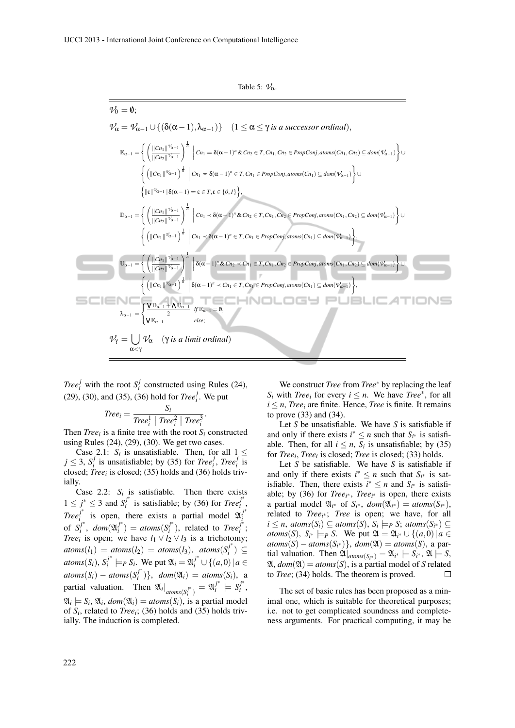Table 5: $\mathcal{V}_\alpha$.

$$\mathcal{V}_0 = \emptyset;$$

$$\mathcal{V}_\alpha = \mathcal{V}_{\alpha-1} \cup \{(\delta(\alpha-1), \lambda_{\alpha-1})\} \quad (1 \leq \alpha \leq \gamma \textit{ is a successor ordinal}),$$

$$\mathbb{E}_{\alpha-1} = \left\{ \left( \frac{\|Cn_1\|^{\mathcal{V}_{\alpha-1}}}{\|Cn_2\|^{\mathcal{V}_{\alpha-1}}} \right)^{\frac{1}{n}} \,\middle|\, Cn_1 = \delta(\alpha-1)^n \,\&\, Cn_2 \in T, Cn_1, Cn_2 \in PropConj, atoms(Cn_1, Cn_2) \subseteq dom(\mathcal{V}_{\alpha-1}) \right\} \cup$$
$$\left\{ \left( \|Cn_1\|^{\mathcal{V}_{\alpha-1}} \right)^{\frac{1}{n}} \,\middle|\, Cn_1 = \delta(\alpha-1)^n \in T, Cn_1 \in PropConj, atoms(Cn_1) \subseteq dom(\mathcal{V}_{\alpha-1}) \right\} \cup$$
$$\left\{ \|\varepsilon\|^{\mathcal{V}_{\alpha-1}} \,\middle|\, \delta(\alpha-1) = \varepsilon \in T, \varepsilon \in \{0,1\} \right\},$$

$$\mathbb{D}_{\alpha-1} = \left\{ \left( \frac{\|Cn_1\|^{\mathcal{V}_{\alpha-1}}}{\|Cn_2\|^{\mathcal{V}_{\alpha-1}}} \right)^{\frac{1}{n}} \,\middle|\, Cn_1 \prec \delta(\alpha-1)^n \,\&\, Cn_2 \in T, Cn_1, Cn_2 \in PropConj, atoms(Cn_1, Cn_2) \subseteq dom(\mathcal{V}_{\alpha-1}) \right\} \cup$$
$$\left\{ \left( \|Cn_1\|^{\mathcal{V}_{\alpha-1}} \right)^{\frac{1}{n}} \,\middle|\, Cn_1 \prec \delta(\alpha-1)^n \in T, Cn_1 \in PropConj, atoms(Cn_1) \subseteq dom(\mathcal{V}_{\alpha-1}) \right\},$$

$$\mathbb{U}_{\alpha-1} = \left\{ \left( \frac{\|Cn_1\|^{\mathcal{V}_{\alpha-1}}}{\|Cn_2\|^{\mathcal{V}_{\alpha-1}}} \right)^{\frac{1}{n}} \,\middle|\, \delta(\alpha-1)^n \,\&\, Cn_2 \prec Cn_1 \in T, Cn_1, Cn_2 \in PropConj, atoms(Cn_1, Cn_2) \subseteq dom(\mathcal{V}_{\alpha-1}) \right\} \cup$$
$$\left\{ \left( \|Cn_1\|^{\mathcal{V}_{\alpha-1}} \right)^{\frac{1}{n}} \,\middle|\, \delta(\alpha-1)^n \prec Cn_1 \in T, Cn_1 \in PropConj, atoms(Cn_1) \subseteq dom(\mathcal{V}_{\alpha-1}) \right\},$$

$$\lambda_{\alpha-1} = \begin{cases} \frac{\bigvee \mathbb{D}_{\alpha-1} + \bigwedge \mathbb{U}_{\alpha-1}}{2} & \textit{if } \mathbb{E}_{\alpha-1} = \emptyset, \\ \bigvee \mathbb{E}_{\alpha-1} & \textit{else}; \end{cases}$$

$$\mathcal{V}_\gamma = \bigcup_{\alpha < \gamma} \mathcal{V}_\alpha \quad (\gamma \textit{ is a limit ordinal})$$

$Tree_i^j$ with the root $S_i^j$ constructed using Rules (24), (29), (30), and (35), (36) hold for $Tree_i^j$. We put

$$Tree_i = \frac{S_i}{Tree_i^1 \mid Tree_i^2 \mid Tree_i^3}.$$

Then $Tree_i$ is a finite tree with the root $S_i$ constructed using Rules (24), (29), (30). We get two cases.

Case 2.1: $S_i$ is unsatisfiable. Then, for all $1 \leq j \leq 3$, $S_i^j$ is unsatisfiable; by (35) for $Tree_i^j$, $Tree_i^j$ is closed; $Tree_i$ is closed; (35) holds and (36) holds trivially.

Case 2.2: $S_i$ is satisfiable. Then there exists $1 \leq j^* \leq 3$ and $S_i^{j^*}$ is satisfiable; by (36) for $Tree_i^{j^*}$, $Tree_i^{j^*}$ is open, there exists a partial model $\mathfrak{A}_i^{j^*}$ of $S_i^{j^*}$, $dom(\mathfrak{A}_i^{j^*}) = atoms(S_i^{j^*})$, related to $Tree_i^{j^*}$; $Tree_i$ is open; we have $l_1 \vee l_2 \vee l_3$ is a trichotomy; $atoms(l_1) = atoms(l_2) = atoms(l_3)$, $atoms(S_i^{j^*}) \subseteq atoms(S_i)$, $S_i^{j^*} \models_P S_i$. We put $\mathfrak{A}_i = \mathfrak{A}_i^{j^*} \cup \{(a,0) \mid a \in atoms(S_i) - atoms(S_i^{j^*})\}$, $dom(\mathfrak{A}_i) = atoms(S_i)$, a partial valuation. Then $\mathfrak{A}_i|_{atoms(S_i^{j^*})} = \mathfrak{A}_i^{j^*} \models S_i^{j^*}$, $\mathfrak{A}_i \models S_i$, $\mathfrak{A}_i$, $dom(\mathfrak{A}_i) = atoms(S_i)$, is a partial model of $S_i$, related to $Tree_i$; (36) holds and (35) holds trivially. The induction is completed.

We construct $Tree$ from $Tree^*$ by replacing the leaf $S_i$ with $Tree_i$ for every $i \leq n$. We have $Tree^*$, for all $i \leq n$, $Tree_i$ are finite. Hence, $Tree$ is finite. It remains to prove (33) and (34).

Let $S$ be unsatisfiable. We have $S$ is satisfiable if and only if there exists $i^* \leq n$ such that $S_{i^*}$ is satisfiable. Then, for all $i \leq n$, $S_i$ is unsatisfiable; by (35) for $Tree_i$, $Tree_i$ is closed; $Tree$ is closed; (33) holds.

Let $S$ be satisfiable. We have $S$ is satisfiable if and only if there exists $i^* \leq n$ such that $S_{i^*}$ is satisfiable. Then, there exists $i^* \leq n$ and $S_{i^*}$ is satisfiable; by (36) for $Tree_{i^*}$, $Tree_{i^*}$ is open, there exists a partial model $\mathfrak{A}_{i^*}$ of $S_{i^*}$, $dom(\mathfrak{A}_{i^*}) = atoms(S_{i^*})$, related to $Tree_{i^*}$; $Tree$ is open; we have, for all $i \leq n$, $atoms(S_i) \subseteq atoms(S)$, $S_i \models_P S$; $atoms(S_{i^*}) \subseteq atoms(S)$, $S_{i^*} \models_P S$. We put $\mathfrak{A} = \mathfrak{A}_{i^*} \cup \{(a,0) \mid a \in atoms(S) - atoms(S_{i^*})\}$, $dom(\mathfrak{A}) = atoms(S)$, a partial valuation. Then $\mathfrak{A}|_{atoms(S_{i^*})} = \mathfrak{A}_{i^*} \models S_{i^*}$, $\mathfrak{A} \models S$, $\mathfrak{A}$, $dom(\mathfrak{A}) = atoms(S)$, is a partial model of $S$ related to $Tree$; (34) holds. The theorem is proved. □

The set of basic rules has been proposed as a minimal one, which is suitable for theoretical purposes; i.e. not to get complicated soundness and completeness arguments. For practical computing, it may be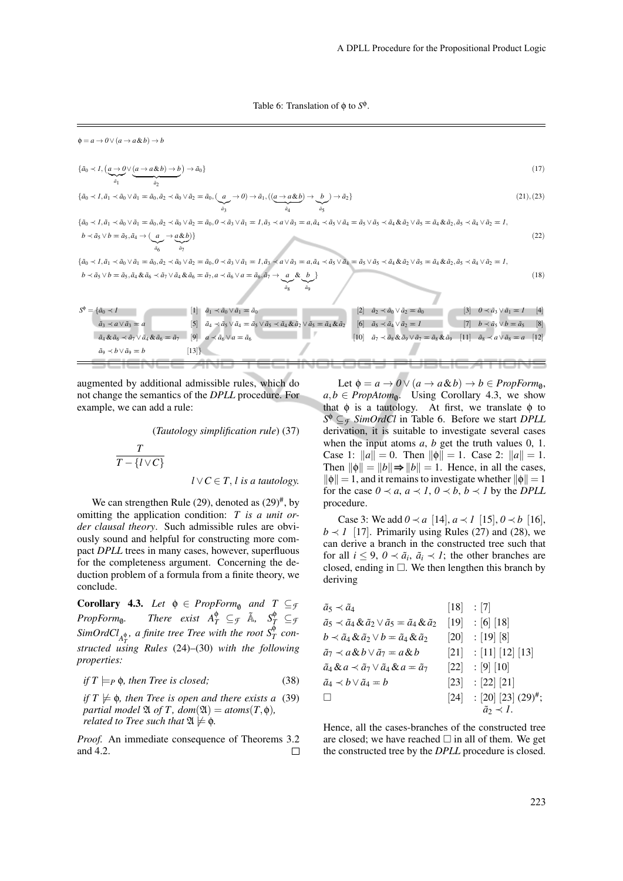Table 6: Translation of $\phi$ to $S^\phi$.

$\phi = a \to 0 \vee (a \to a \& b) \to b$

$$\{\tilde{a}_0 \prec 1, (\underbrace{a \to 0}_{\tilde{a}_1} \vee \underbrace{(a \to a \& b) \to b}_{\tilde{a}_2}) \to \tilde{a}_0\} \tag{17}$$

$$\{\tilde{a}_0 \prec 1, \tilde{a}_1 \prec \tilde{a}_0 \vee \tilde{a}_1 = \tilde{a}_0, \tilde{a}_2 \prec \tilde{a}_0 \vee \tilde{a}_2 = \tilde{a}_0, (\underbrace{a}_{\tilde{a}_3} \to 0) \to \tilde{a}_1, ((\underbrace{a \to a \& b}_{\tilde{a}_4}) \to \underbrace{b}_{\tilde{a}_5}) \to \tilde{a}_2\} \tag{21), (23}$$

$$\{\tilde{a}_0 \prec 1, \tilde{a}_1 \prec \tilde{a}_0 \vee \tilde{a}_1 = \tilde{a}_0, \tilde{a}_2 \prec \tilde{a}_0 \vee \tilde{a}_2 = \tilde{a}_0, 0 \prec \tilde{a}_3 \vee \tilde{a}_1 = 1, \tilde{a}_3 \prec a \vee \tilde{a}_3 = a, \tilde{a}_4 \prec \tilde{a}_5 \vee \tilde{a}_4 = \tilde{a}_5 \vee \tilde{a}_5 \prec \tilde{a}_4 \& \tilde{a}_2 \vee \tilde{a}_5 = \tilde{a}_4 \& \tilde{a}_2, \tilde{a}_5 \prec \tilde{a}_4 \vee \tilde{a}_2 = 1,$$
$$b \prec \tilde{a}_5 \vee b = \tilde{a}_5, \tilde{a}_4 \to (\underbrace{a}_{\tilde{a}_6} \to \underbrace{a \& b}_{\tilde{a}_7})\} \tag{22}$$

$$\{\tilde{a}_0 \prec 1, \tilde{a}_1 \prec \tilde{a}_0 \vee \tilde{a}_1 = \tilde{a}_0, \tilde{a}_2 \prec \tilde{a}_0 \vee \tilde{a}_2 = \tilde{a}_0, 0 \prec \tilde{a}_3 \vee \tilde{a}_1 = 1, \tilde{a}_3 \prec a \vee \tilde{a}_3 = a, \tilde{a}_4 \prec \tilde{a}_5 \vee \tilde{a}_4 = \tilde{a}_5 \vee \tilde{a}_5 \prec \tilde{a}_4 \& \tilde{a}_2 \vee \tilde{a}_5 = \tilde{a}_4 \& \tilde{a}_2, \tilde{a}_5 \prec \tilde{a}_4 \vee \tilde{a}_2 = 1,$$
$$b \prec \tilde{a}_5 \vee b = \tilde{a}_5, \tilde{a}_4 \& \tilde{a}_6 \prec \tilde{a}_7 \vee \tilde{a}_4 \& \tilde{a}_6 = \tilde{a}_7, a \prec \tilde{a}_6 \vee a = \tilde{a}_6, \tilde{a}_7 \to \underbrace{a}_{\tilde{a}_8} \& \underbrace{b}_{\tilde{a}_9}\} \tag{18}$$

| | | | |
|---|---|---|---|
| $S^\phi = \{\tilde{a}_0 \prec 1$ [1] | $\tilde{a}_1 \prec \tilde{a}_0 \vee \tilde{a}_1 = \tilde{a}_0$ [2] | $\tilde{a}_2 \prec \tilde{a}_0 \vee \tilde{a}_2 = \tilde{a}_0$ [3] | $0 \prec \tilde{a}_3 \vee \tilde{a}_1 = 1$ [4] |
| $\tilde{a}_3 \prec a \vee \tilde{a}_3 = a$ [5] | $\tilde{a}_4 \prec \tilde{a}_5 \vee \tilde{a}_4 = \tilde{a}_5 \vee \tilde{a}_5 \prec \tilde{a}_4 \& \tilde{a}_2 \vee \tilde{a}_5 = \tilde{a}_4 \& \tilde{a}_2$ [6] | $\tilde{a}_5 \prec \tilde{a}_4 \vee \tilde{a}_2 = 1$ [7] | $b \prec \tilde{a}_5 \vee b = \tilde{a}_5$ [8] |
| $\tilde{a}_4 \& \tilde{a}_6 \prec \tilde{a}_7 \vee \tilde{a}_4 \& \tilde{a}_6 = \tilde{a}_7$ [9] | $a \prec \tilde{a}_6 \vee a = \tilde{a}_6$ [10] | $\tilde{a}_7 \prec \tilde{a}_8 \& \tilde{a}_9 \vee \tilde{a}_7 = \tilde{a}_8 \& \tilde{a}_9$ [11] | $\tilde{a}_8 \prec a \vee \tilde{a}_8 = a$ [12] |
| $\tilde{a}_9 \prec b \vee \tilde{a}_9 = b$ [13]$\}$ | | | |

augmented by additional admissible rules, which do not change the semantics of the *DPLL* procedure. For example, we can add a rule:

(*Tautology simplification rule*) (37)

$$\frac{T}{T - \{l \vee C\}}$$

$l \vee C \in T$, *l is a tautology.*

We can strengthen Rule (29), denoted as $(29)^\#$, by omitting the application condition: *T is a unit order clausal theory*. Such admissible rules are obviously sound and helpful for constructing more compact *DPLL* trees in many cases, however, superfluous for the completeness argument. Concerning the deduction problem of a formula from a finite theory, we conclude.

**Corollary 4.3.** *Let $\phi \in PropForm_\emptyset$ and $T \subseteq_{\mathcal{F}} PropForm_\emptyset$. There exist $A_T^\phi \subseteq_{\mathcal{F}} \tilde{\mathbb{A}}$, $S_T^\phi \subseteq_{\mathcal{F}} SimOrdCl_{A_T^\phi}$, a finite tree Tree with the root $S_T^\phi$ constructed using Rules* (24)–(30) *with the following properties:*

*if $T \models_P \phi$, then Tree is closed;* (38)

*if $T \not\models \phi$, then Tree is open and there exists a partial model $\mathfrak{A}$ of $T$, $dom(\mathfrak{A}) = atoms(T, \phi)$, related to Tree such that $\mathfrak{A} \not\models \phi$.* (39)

*Proof.* An immediate consequence of Theorems 3.2 and 4.2. □

Let $\phi = a \to 0 \vee (a \to a \& b) \to b \in PropForm_\emptyset$, $a, b \in PropAtom_\emptyset$. Using Corollary 4.3, we show that $\phi$ is a tautology. At first, we translate $\phi$ to $S^\phi \subseteq_{\mathcal{F}} SimOrdCl$ in Table 6. Before we start *DPLL* derivation, it is suitable to investigate several cases when the input atoms $a$, $b$ get the truth values 0, 1. Case 1: $\|a\| = 0$. Then $\|\phi\| = 1$. Case 2: $\|a\| = 1$. Then $\|\phi\| = \|b\| \Rightarrow \|b\| = 1$. Hence, in all the cases, $\|\phi\| = 1$, and it remains to investigate whether $\|\phi\| = 1$ for the case $0 \prec a$, $a \prec 1$, $0 \prec b$, $b \prec 1$ by the *DPLL* procedure.

Case 3: We add $0 \prec a$ [14], $a \prec 1$ [15], $0 \prec b$ [16], $b \prec 1$ [17]. Primarily using Rules (27) and (28), we can derive a branch in the constructed tree such that for all $i \leq 9$, $0 \prec \tilde{a}_i$, $\tilde{a}_i \prec 1$; the other branches are closed, ending in □. We then lengthen this branch by deriving

| | | |
|---|---|---|
| $\tilde{a}_5 \prec \tilde{a}_4$ | [18] | : [7] |
| $\tilde{a}_5 \prec \tilde{a}_4 \& \tilde{a}_2 \vee \tilde{a}_5 = \tilde{a}_4 \& \tilde{a}_2$ | [19] | : [6] [18] |
| $b \prec \tilde{a}_4 \& \tilde{a}_2 \vee b = \tilde{a}_4 \& \tilde{a}_2$ | [20] | : [19] [8] |
| $\tilde{a}_7 \prec a \& b \vee \tilde{a}_7 = a \& b$ | [21] | : [11] [12] [13] |
| $\tilde{a}_4 \& a \prec \tilde{a}_7 \vee \tilde{a}_4 \& a = \tilde{a}_7$ | [22] | : [9] [10] |
| $\tilde{a}_4 \prec b \vee \tilde{a}_4 = b$ | [23] | : [22] [21] |
| □ | [24] | : [20] [23] $(29)^\#$; $\tilde{a}_2 \prec 1$. |

Hence, all the cases-branches of the constructed tree are closed; we have reached □ in all of them. We get the constructed tree by the *DPLL* procedure is closed.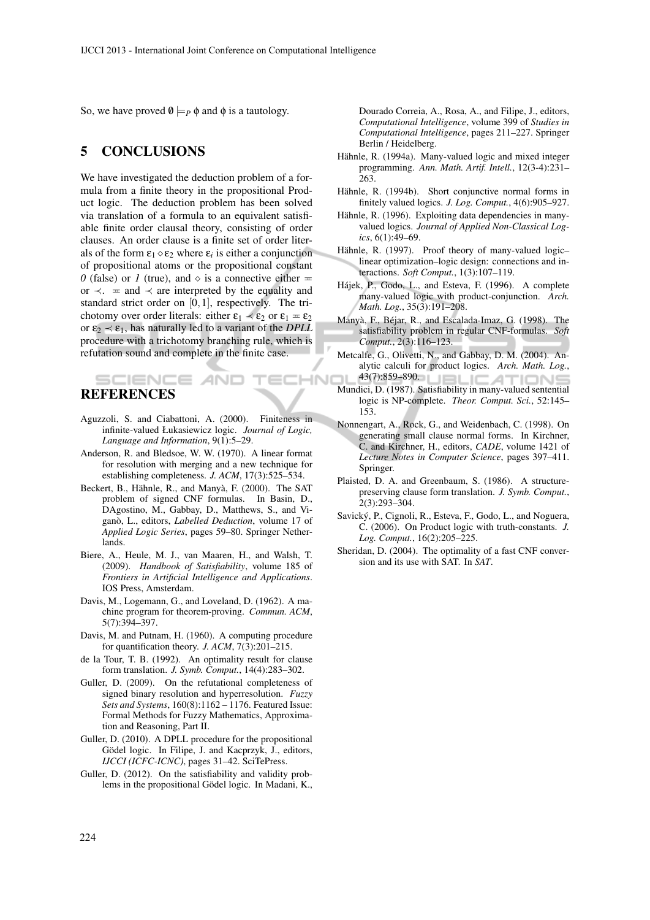So, we have proved $\emptyset \models_P \phi$ and $\phi$ is a tautology.

## 5 CONCLUSIONS

We have investigated the deduction problem of a formula from a finite theory in the propositional Product logic. The deduction problem has been solved via translation of a formula to an equivalent satisfiable finite order clausal theory, consisting of order clauses. An order clause is a finite set of order literals of the form $\varepsilon_1 \diamond \varepsilon_2$ where $\varepsilon_i$ is either a conjunction of propositional atoms or the propositional constant *0* (false) or *1* (true), and $\diamond$ is a connective either $\eqcirc$ or $\prec$. $\eqcirc$ and $\prec$ are interpreted by the equality and standard strict order on $[0,1]$, respectively. The trichotomy over order literals: either $\varepsilon_1 \prec \varepsilon_2$ or $\varepsilon_1 \eqcirc \varepsilon_2$ or $\varepsilon_2 \prec \varepsilon_1$, has naturally led to a variant of the *DPLL* procedure with a trichotomy branching rule, which is refutation sound and complete in the finite case.

## REFERENCES

Aguzzoli, S. and Ciabattoni, A. (2000). Finiteness in infinite-valued Łukasiewicz logic. *Journal of Logic, Language and Information*, 9(1):5–29.

Anderson, R. and Bledsoe, W. W. (1970). A linear format for resolution with merging and a new technique for establishing completeness. *J. ACM*, 17(3):525–534.

Beckert, B., Hähnle, R., and Manyà, F. (2000). The SAT problem of signed CNF formulas. In Basin, D., DAgostino, M., Gabbay, D., Matthews, S., and Viganò, L., editors, *Labelled Deduction*, volume 17 of *Applied Logic Series*, pages 59–80. Springer Netherlands.

Biere, A., Heule, M. J., van Maaren, H., and Walsh, T. (2009). *Handbook of Satisfiability*, volume 185 of *Frontiers in Artificial Intelligence and Applications*. IOS Press, Amsterdam.

Davis, M., Logemann, G., and Loveland, D. (1962). A machine program for theorem-proving. *Commun. ACM*, 5(7):394–397.

Davis, M. and Putnam, H. (1960). A computing procedure for quantification theory. *J. ACM*, 7(3):201–215.

de la Tour, T. B. (1992). An optimality result for clause form translation. *J. Symb. Comput.*, 14(4):283–302.

Guller, D. (2009). On the refutational completeness of signed binary resolution and hyperresolution. *Fuzzy Sets and Systems*, 160(8):1162 – 1176. Featured Issue: Formal Methods for Fuzzy Mathematics, Approximation and Reasoning, Part II.

Guller, D. (2010). A DPLL procedure for the propositional Gödel logic. In Filipe, J. and Kacprzyk, J., editors, *IJCCI (ICFC-ICNC)*, pages 31–42. SciTePress.

Guller, D. (2012). On the satisfiability and validity problems in the propositional Gödel logic. In Madani, K., Dourado Correia, A., Rosa, A., and Filipe, J., editors, *Computational Intelligence*, volume 399 of *Studies in Computational Intelligence*, pages 211–227. Springer Berlin / Heidelberg.

Hähnle, R. (1994a). Many-valued logic and mixed integer programming. *Ann. Math. Artif. Intell.*, 12(3-4):231–263.

Hähnle, R. (1994b). Short conjunctive normal forms in finitely valued logics. *J. Log. Comput.*, 4(6):905–927.

Hähnle, R. (1996). Exploiting data dependencies in many-valued logics. *Journal of Applied Non-Classical Logics*, 6(1):49–69.

Hähnle, R. (1997). Proof theory of many-valued logic–linear optimization–logic design: connections and interactions. *Soft Comput.*, 1(3):107–119.

Hájek, P., Godo, L., and Esteva, F. (1996). A complete many-valued logic with product-conjunction. *Arch. Math. Log.*, 35(3):191–208.

Manyà, F., Béjar, R., and Escalada-Imaz, G. (1998). The satisfiability problem in regular CNF-formulas. *Soft Comput.*, 2(3):116–123.

Metcalfe, G., Olivetti, N., and Gabbay, D. M. (2004). Analytic calculi for product logics. *Arch. Math. Log.*, 43(7):859–890.

Mundici, D. (1987). Satisfiability in many-valued sentential logic is NP-complete. *Theor. Comput. Sci.*, 52:145–153.

Nonnengart, A., Rock, G., and Weidenbach, C. (1998). On generating small clause normal forms. In Kirchner, C. and Kirchner, H., editors, *CADE*, volume 1421 of *Lecture Notes in Computer Science*, pages 397–411. Springer.

Plaisted, D. A. and Greenbaum, S. (1986). A structure-preserving clause form translation. *J. Symb. Comput.*, 2(3):293–304.

Savický, P., Cignoli, R., Esteva, F., Godo, L., and Noguera, C. (2006). On Product logic with truth-constants. *J. Log. Comput.*, 16(2):205–225.

Sheridan, D. (2004). The optimality of a fast CNF conversion and its use with SAT. In *SAT*.